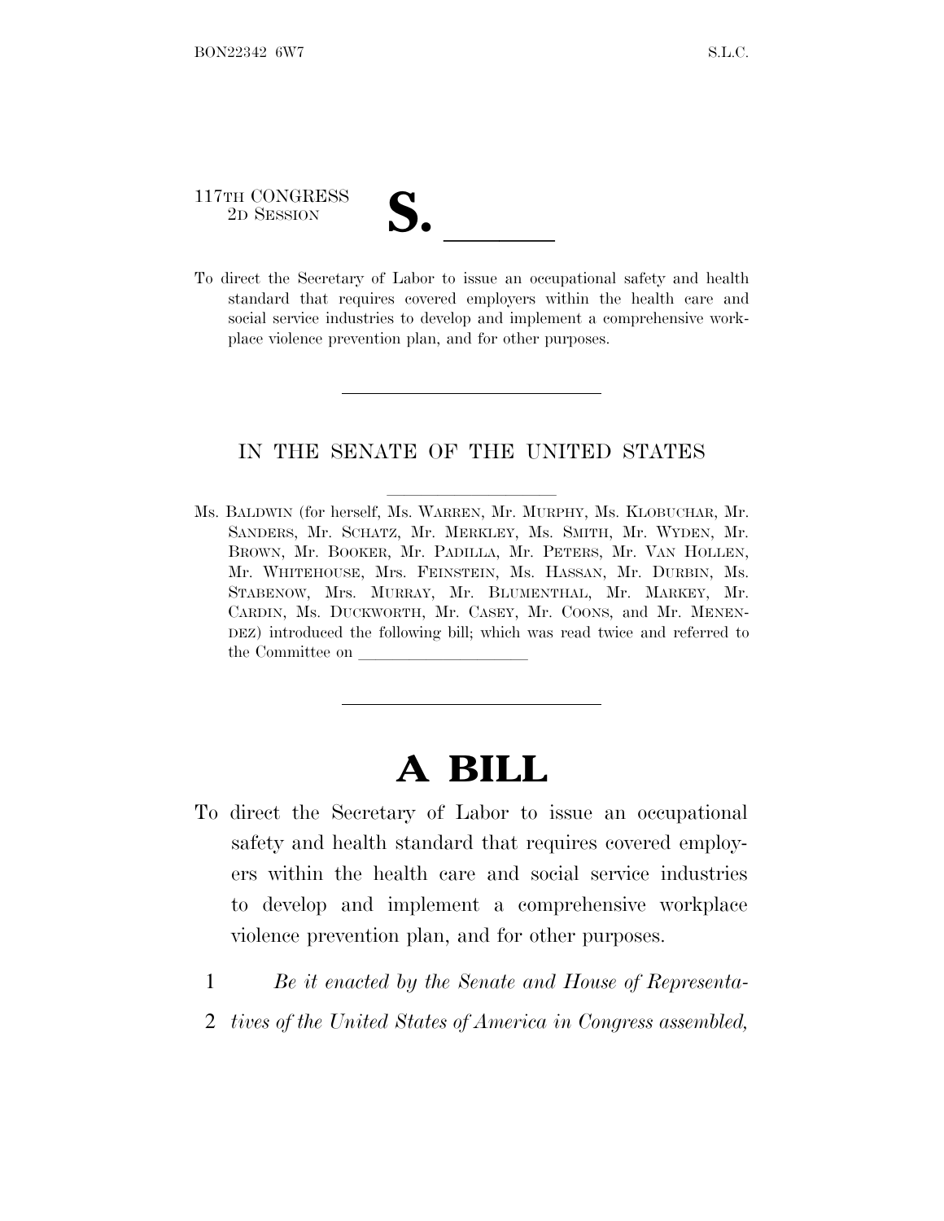117TH CONGRESS
2D SESSION

**S. \_\_\_\_\_\_**

To direct the Secretary of Labor to issue an occupational safety and health standard that requires covered employers within the health care and social service industries to develop and implement a comprehensive workplace violence prevention plan, and for other purposes.

---

IN THE SENATE OF THE UNITED STATES

Ms. BALDWIN (for herself, Ms. WARREN, Mr. MURPHY, Ms. KLOBUCHAR, Mr. SANDERS, Mr. SCHATZ, Mr. MERKLEY, Ms. SMITH, Mr. WYDEN, Mr. BROWN, Mr. BOOKER, Mr. PADILLA, Mr. PETERS, Mr. VAN HOLLEN, Mr. WHITEHOUSE, Mrs. FEINSTEIN, Ms. HASSAN, Mr. DURBIN, Ms. STABENOW, Mrs. MURRAY, Mr. BLUMENTHAL, Mr. MARKEY, Mr. CARDIN, Ms. DUCKWORTH, Mr. CASEY, Mr. COONS, and Mr. MENENDEZ) introduced the following bill; which was read twice and referred to the Committee on \_\_\_\_\_\_\_\_\_\_\_\_\_\_\_\_\_\_\_\_

---

# A BILL

To direct the Secretary of Labor to issue an occupational safety and health standard that requires covered employers within the health care and social service industries to develop and implement a comprehensive workplace violence prevention plan, and for other purposes.

1 *Be it enacted by the Senate and House of Representa-*
2 *tives of the United States of America in Congress assembled,*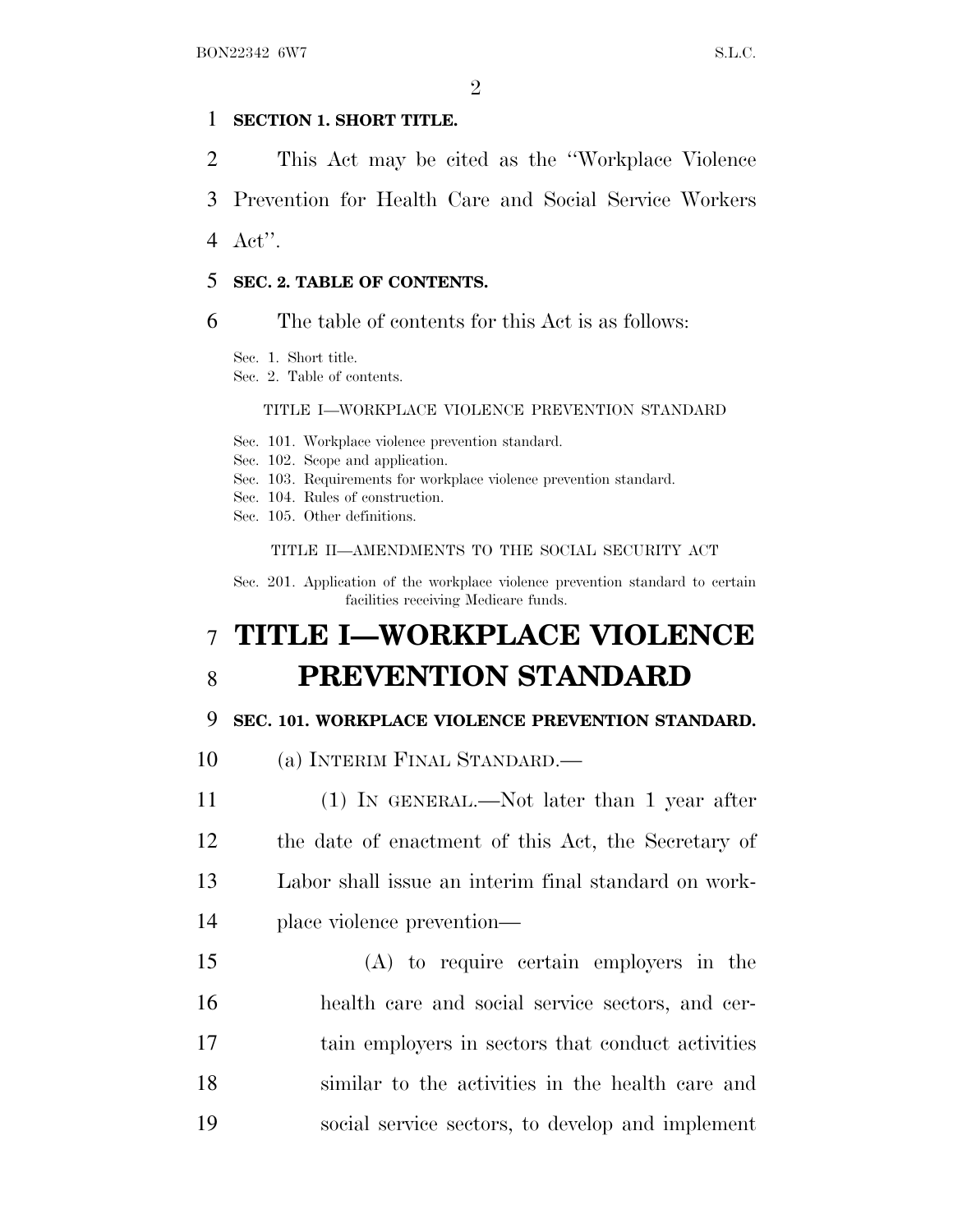**SECTION 1. SHORT TITLE.**

This Act may be cited as the ''Workplace Violence Prevention for Health Care and Social Service Workers Act''.

**SEC. 2. TABLE OF CONTENTS.**

The table of contents for this Act is as follows:

Sec. 1. Short title.
Sec. 2. Table of contents.

TITLE I—WORKPLACE VIOLENCE PREVENTION STANDARD

Sec. 101. Workplace violence prevention standard.
Sec. 102. Scope and application.
Sec. 103. Requirements for workplace violence prevention standard.
Sec. 104. Rules of construction.
Sec. 105. Other definitions.

TITLE II—AMENDMENTS TO THE SOCIAL SECURITY ACT

Sec. 201. Application of the workplace violence prevention standard to certain facilities receiving Medicare funds.

# TITLE I—WORKPLACE VIOLENCE PREVENTION STANDARD

**SEC. 101. WORKPLACE VIOLENCE PREVENTION STANDARD.**

(a) INTERIM FINAL STANDARD.—

(1) IN GENERAL.—Not later than 1 year after the date of enactment of this Act, the Secretary of Labor shall issue an interim final standard on workplace violence prevention—

(A) to require certain employers in the health care and social service sectors, and certain employers in sectors that conduct activities similar to the activities in the health care and social service sectors, to develop and implement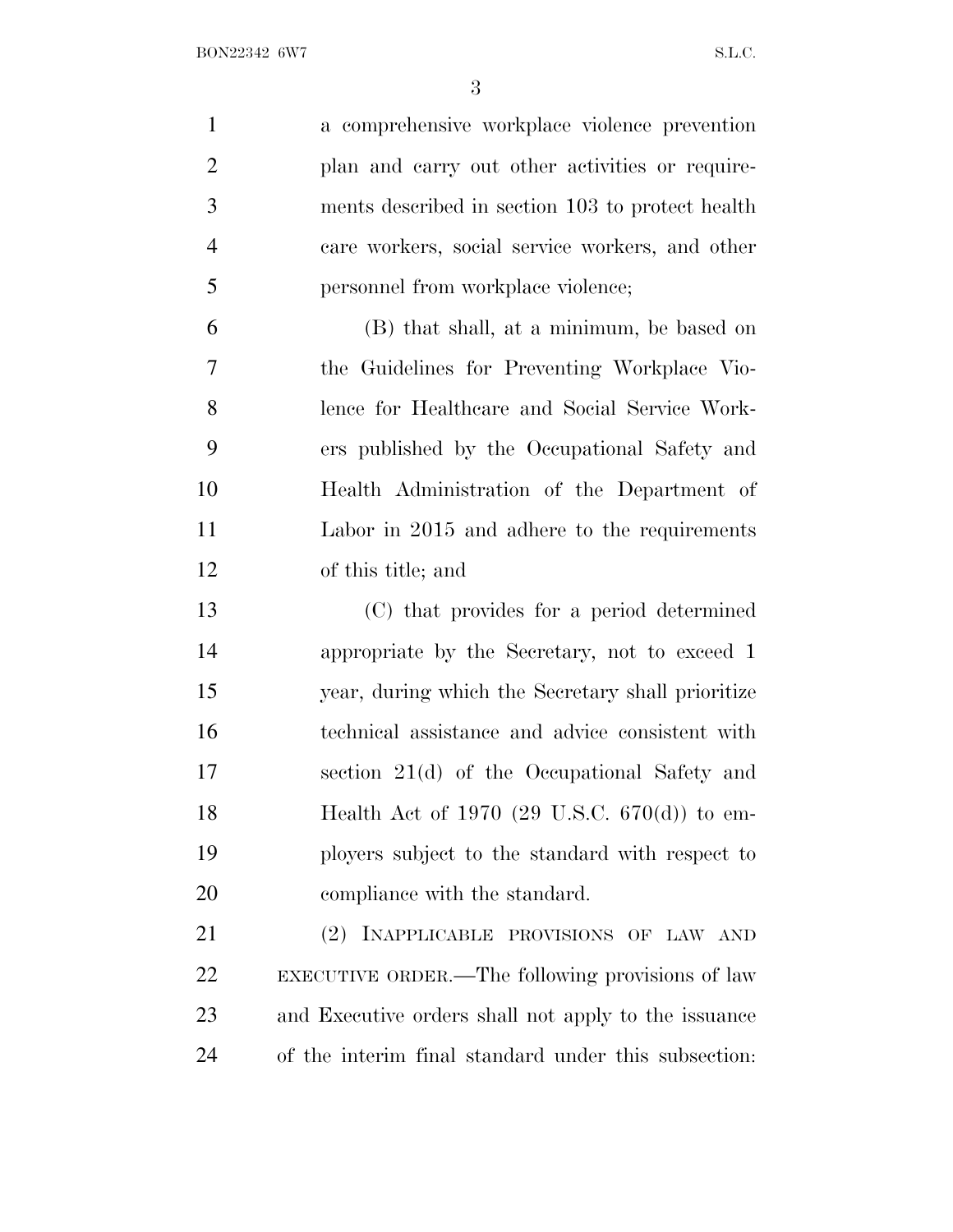a comprehensive workplace violence prevention plan and carry out other activities or requirements described in section 103 to protect health care workers, social service workers, and other personnel from workplace violence;

(B) that shall, at a minimum, be based on the Guidelines for Preventing Workplace Violence for Healthcare and Social Service Workers published by the Occupational Safety and Health Administration of the Department of Labor in 2015 and adhere to the requirements of this title; and

(C) that provides for a period determined appropriate by the Secretary, not to exceed 1 year, during which the Secretary shall prioritize technical assistance and advice consistent with section 21(d) of the Occupational Safety and Health Act of 1970 (29 U.S.C. 670(d)) to employers subject to the standard with respect to compliance with the standard.

(2) INAPPLICABLE PROVISIONS OF LAW AND EXECUTIVE ORDER.—The following provisions of law and Executive orders shall not apply to the issuance of the interim final standard under this subsection: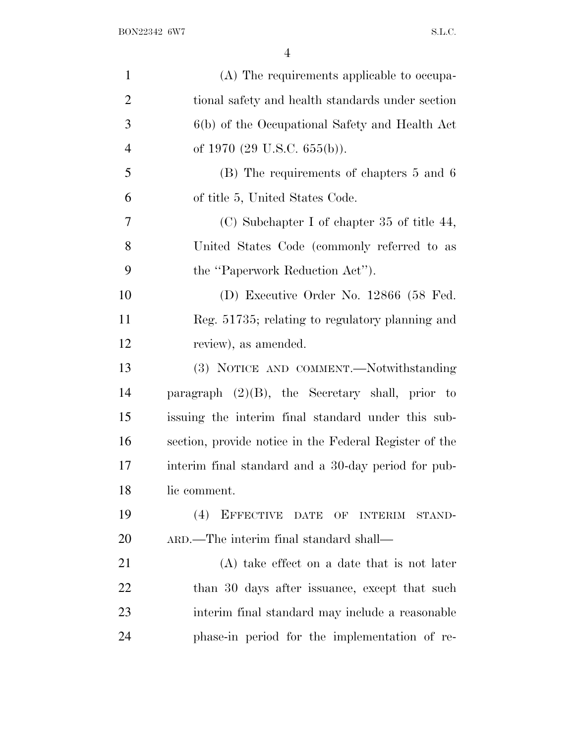(A) The requirements applicable to occupational safety and health standards under section 6(b) of the Occupational Safety and Health Act of 1970 (29 U.S.C. 655(b)).

(B) The requirements of chapters 5 and 6 of title 5, United States Code.

(C) Subchapter I of chapter 35 of title 44, United States Code (commonly referred to as the "Paperwork Reduction Act").

(D) Executive Order No. 12866 (58 Fed. Reg. 51735; relating to regulatory planning and review), as amended.

(3) NOTICE AND COMMENT.—Notwithstanding paragraph (2)(B), the Secretary shall, prior to issuing the interim final standard under this subsection, provide notice in the Federal Register of the interim final standard and a 30-day period for public comment.

(4) EFFECTIVE DATE OF INTERIM STANDARD.—The interim final standard shall—

(A) take effect on a date that is not later than 30 days after issuance, except that such interim final standard may include a reasonable phase-in period for the implementation of re-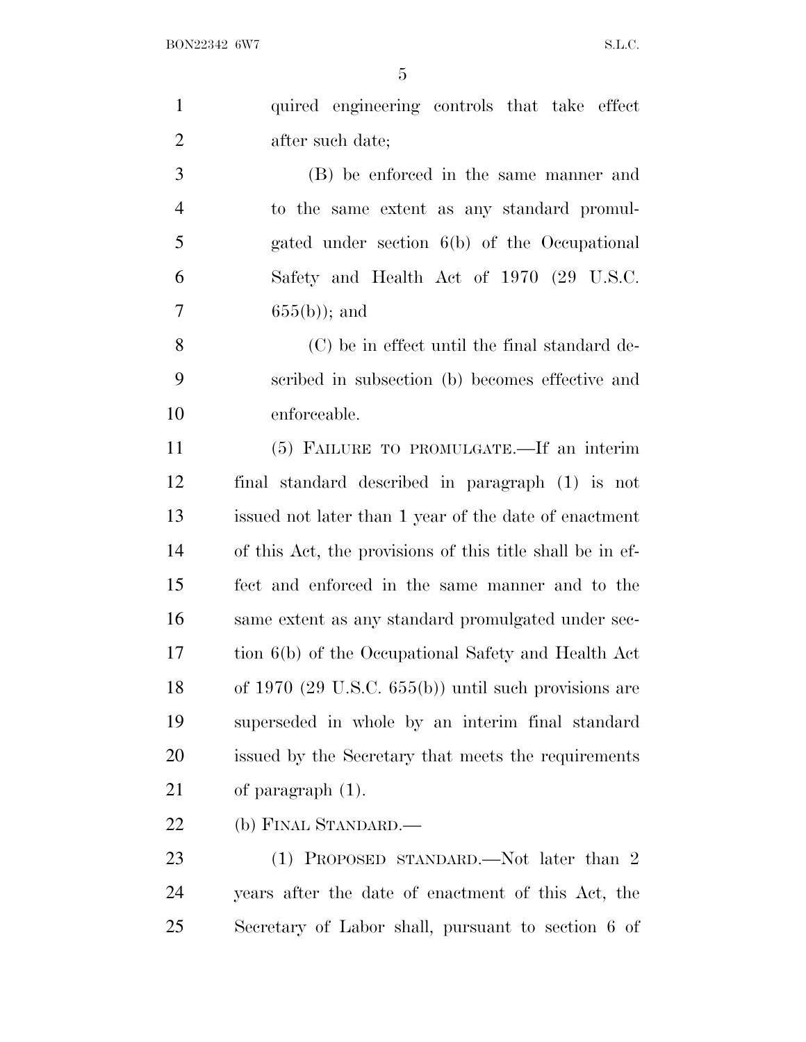quired engineering controls that take effect after such date;

(B) be enforced in the same manner and to the same extent as any standard promulgated under section 6(b) of the Occupational Safety and Health Act of 1970 (29 U.S.C. 655(b)); and

(C) be in effect until the final standard described in subsection (b) becomes effective and enforceable.

(5) FAILURE TO PROMULGATE.—If an interim final standard described in paragraph (1) is not issued not later than 1 year of the date of enactment of this Act, the provisions of this title shall be in effect and enforced in the same manner and to the same extent as any standard promulgated under section 6(b) of the Occupational Safety and Health Act of 1970 (29 U.S.C. 655(b)) until such provisions are superseded in whole by an interim final standard issued by the Secretary that meets the requirements of paragraph (1).

(b) FINAL STANDARD.—

(1) PROPOSED STANDARD.—Not later than 2 years after the date of enactment of this Act, the Secretary of Labor shall, pursuant to section 6 of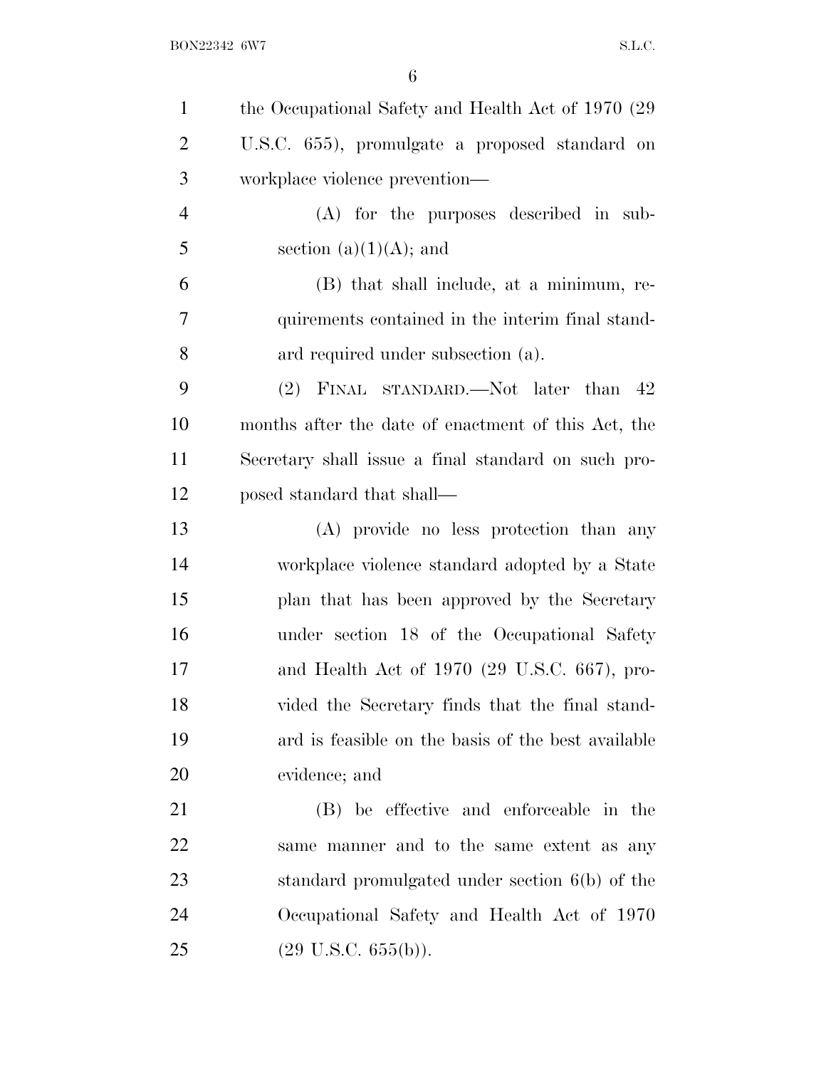the Occupational Safety and Health Act of 1970 (29 U.S.C. 655), promulgate a proposed standard on workplace violence prevention—

(A) for the purposes described in subsection (a)(1)(A); and

(B) that shall include, at a minimum, requirements contained in the interim final standard required under subsection (a).

(2) FINAL STANDARD.—Not later than 42 months after the date of enactment of this Act, the Secretary shall issue a final standard on such proposed standard that shall—

(A) provide no less protection than any workplace violence standard adopted by a State plan that has been approved by the Secretary under section 18 of the Occupational Safety and Health Act of 1970 (29 U.S.C. 667), provided the Secretary finds that the final standard is feasible on the basis of the best available evidence; and

(B) be effective and enforceable in the same manner and to the same extent as any standard promulgated under section 6(b) of the Occupational Safety and Health Act of 1970 (29 U.S.C. 655(b)).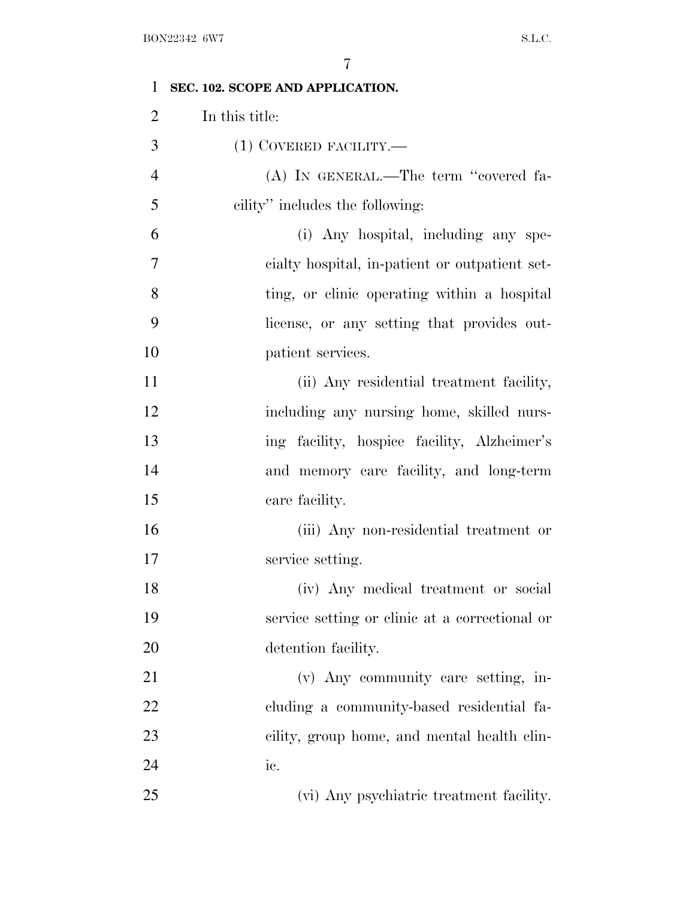**SEC. 102. SCOPE AND APPLICATION.**

In this title:

(1) COVERED FACILITY.—

(A) IN GENERAL.—The term "covered facility" includes the following:

(i) Any hospital, including any specialty hospital, in-patient or outpatient setting, or clinic operating within a hospital license, or any setting that provides outpatient services.

(ii) Any residential treatment facility, including any nursing home, skilled nursing facility, hospice facility, Alzheimer's and memory care facility, and long-term care facility.

(iii) Any non-residential treatment or service setting.

(iv) Any medical treatment or social service setting or clinic at a correctional or detention facility.

(v) Any community care setting, including a community-based residential facility, group home, and mental health clinic.

(vi) Any psychiatric treatment facility.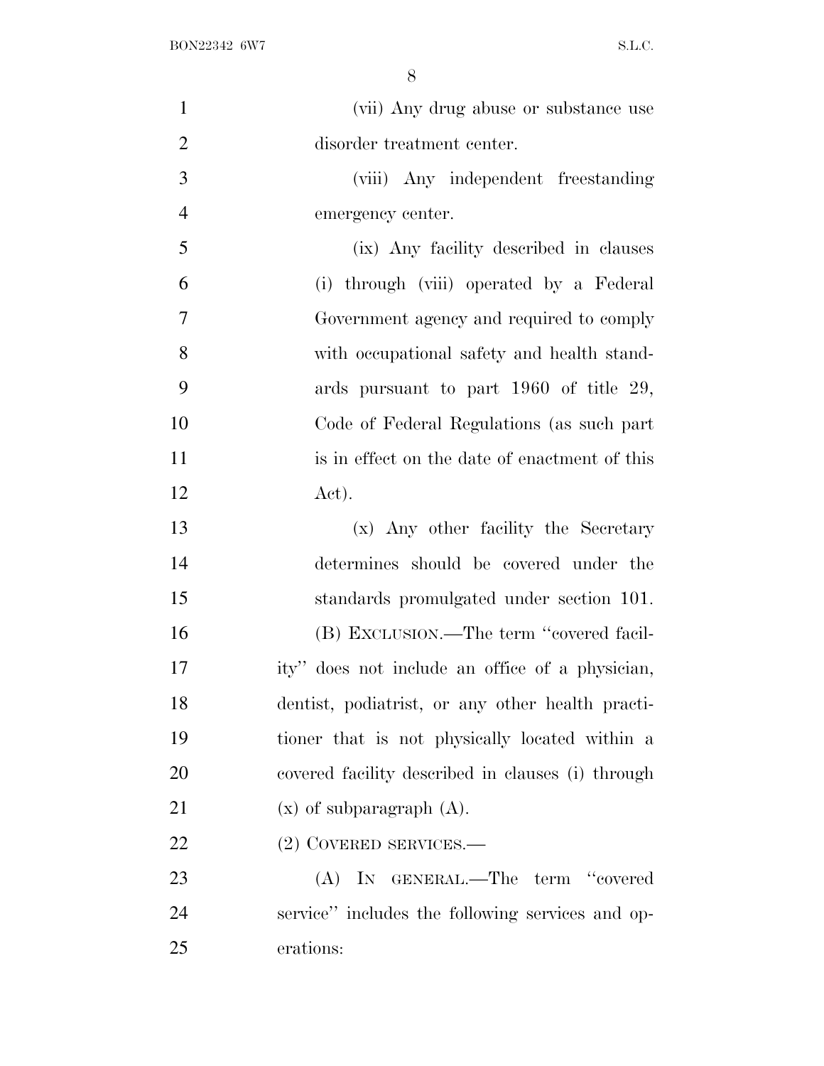(vii) Any drug abuse or substance use disorder treatment center.

(viii) Any independent freestanding emergency center.

(ix) Any facility described in clauses (i) through (viii) operated by a Federal Government agency and required to comply with occupational safety and health standards pursuant to part 1960 of title 29, Code of Federal Regulations (as such part is in effect on the date of enactment of this Act).

(x) Any other facility the Secretary determines should be covered under the standards promulgated under section 101.

(B) EXCLUSION.—The term "covered facility" does not include an office of a physician, dentist, podiatrist, or any other health practitioner that is not physically located within a covered facility described in clauses (i) through (x) of subparagraph (A).

(2) COVERED SERVICES.—

(A) IN GENERAL.—The term "covered service" includes the following services and operations: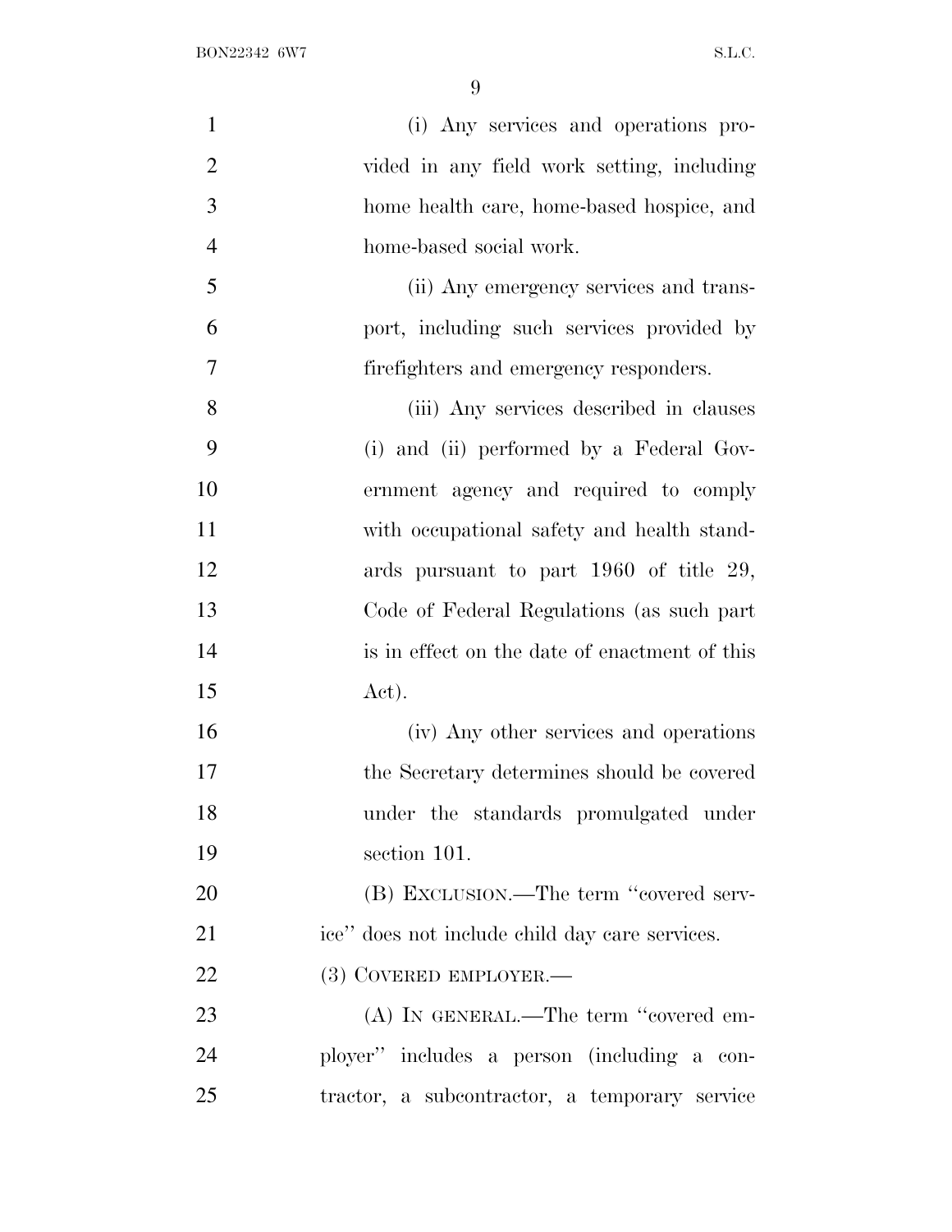(i) Any services and operations provided in any field work setting, including home health care, home-based hospice, and home-based social work.

(ii) Any emergency services and transport, including such services provided by firefighters and emergency responders.

(iii) Any services described in clauses (i) and (ii) performed by a Federal Government agency and required to comply with occupational safety and health standards pursuant to part 1960 of title 29, Code of Federal Regulations (as such part is in effect on the date of enactment of this Act).

(iv) Any other services and operations the Secretary determines should be covered under the standards promulgated under section 101.

(B) EXCLUSION.—The term "covered service" does not include child day care services.

(3) COVERED EMPLOYER.—

(A) IN GENERAL.—The term "covered employer" includes a person (including a contractor, a subcontractor, a temporary service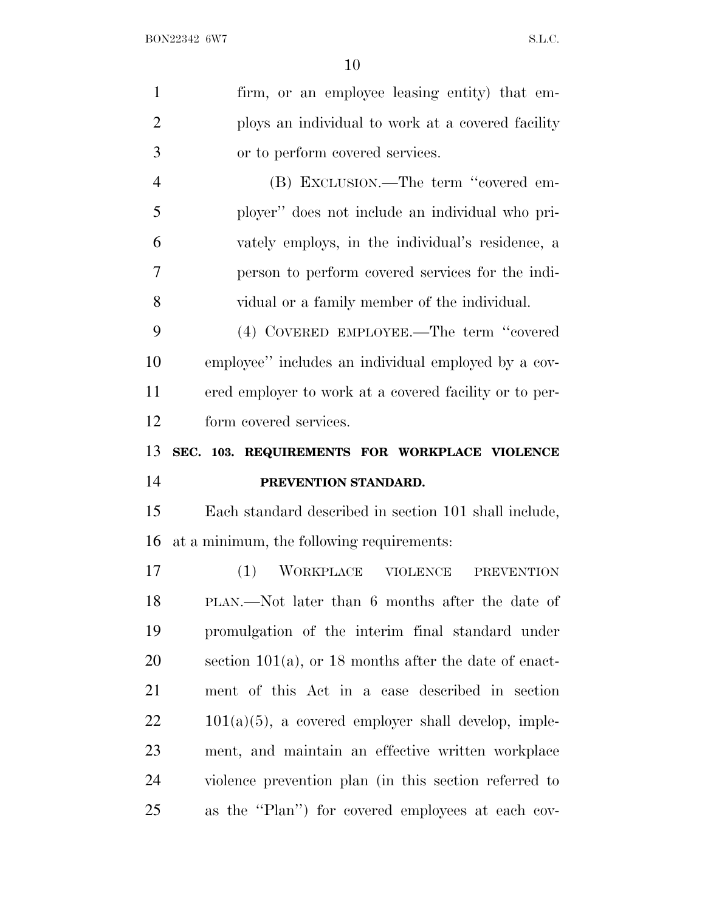firm, or an employee leasing entity) that employs an individual to work at a covered facility or to perform covered services.

(B) EXCLUSION.—The term ''covered employer'' does not include an individual who privately employs, in the individual's residence, a person to perform covered services for the individual or a family member of the individual.

(4) COVERED EMPLOYEE.—The term ''covered employee'' includes an individual employed by a covered employer to work at a covered facility or to perform covered services.

**SEC. 103. REQUIREMENTS FOR WORKPLACE VIOLENCE PREVENTION STANDARD.**

Each standard described in section 101 shall include, at a minimum, the following requirements:

(1) WORKPLACE VIOLENCE PREVENTION PLAN.—Not later than 6 months after the date of promulgation of the interim final standard under section 101(a), or 18 months after the date of enactment of this Act in a case described in section 101(a)(5), a covered employer shall develop, implement, and maintain an effective written workplace violence prevention plan (in this section referred to as the ''Plan'') for covered employees at each cov-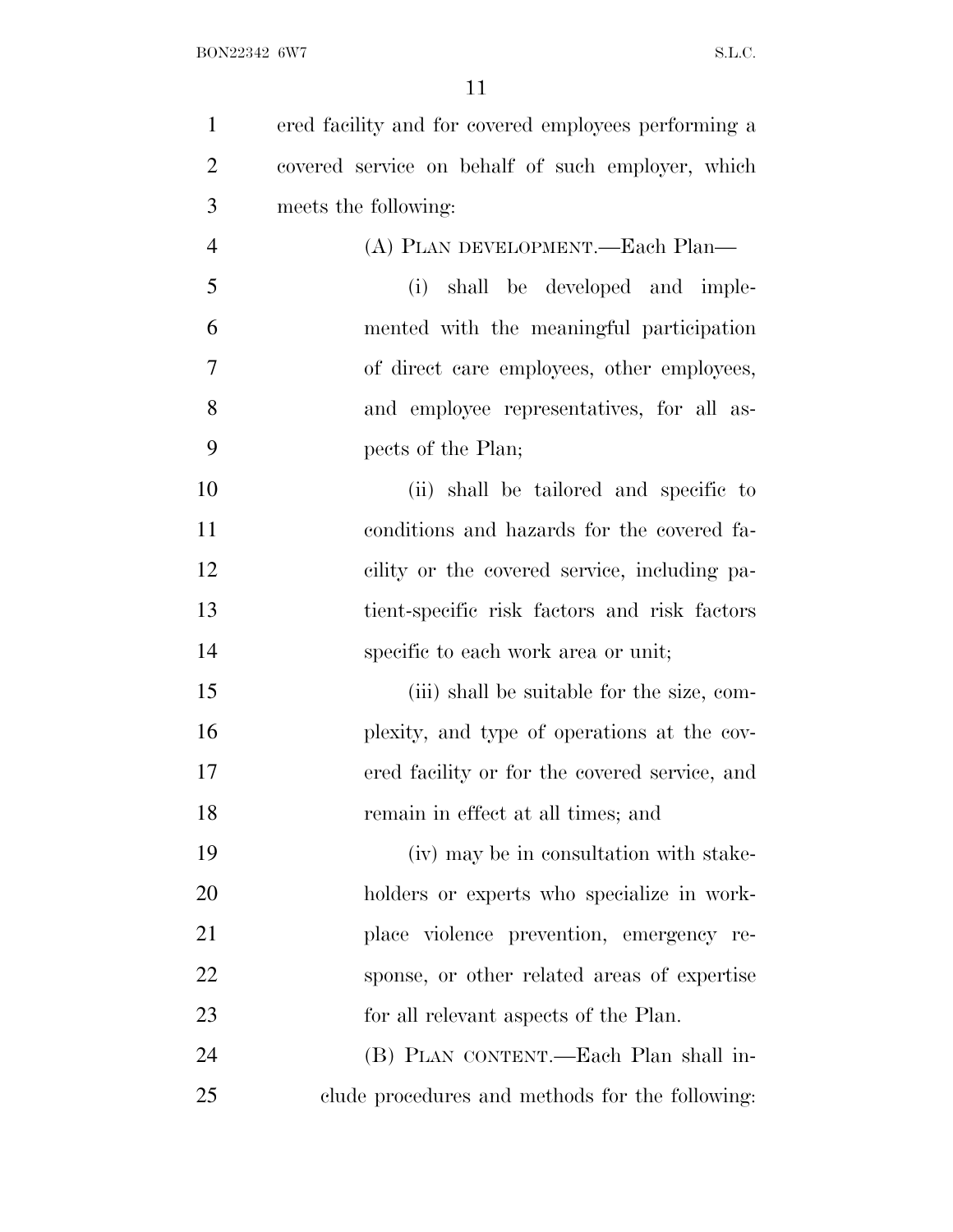ered facility and for covered employees performing a covered service on behalf of such employer, which meets the following:

(A) PLAN DEVELOPMENT.—Each Plan—

(i) shall be developed and implemented with the meaningful participation of direct care employees, other employees, and employee representatives, for all aspects of the Plan;

(ii) shall be tailored and specific to conditions and hazards for the covered facility or the covered service, including patient-specific risk factors and risk factors specific to each work area or unit;

(iii) shall be suitable for the size, complexity, and type of operations at the covered facility or for the covered service, and remain in effect at all times; and

(iv) may be in consultation with stakeholders or experts who specialize in workplace violence prevention, emergency response, or other related areas of expertise for all relevant aspects of the Plan.

(B) PLAN CONTENT.—Each Plan shall include procedures and methods for the following: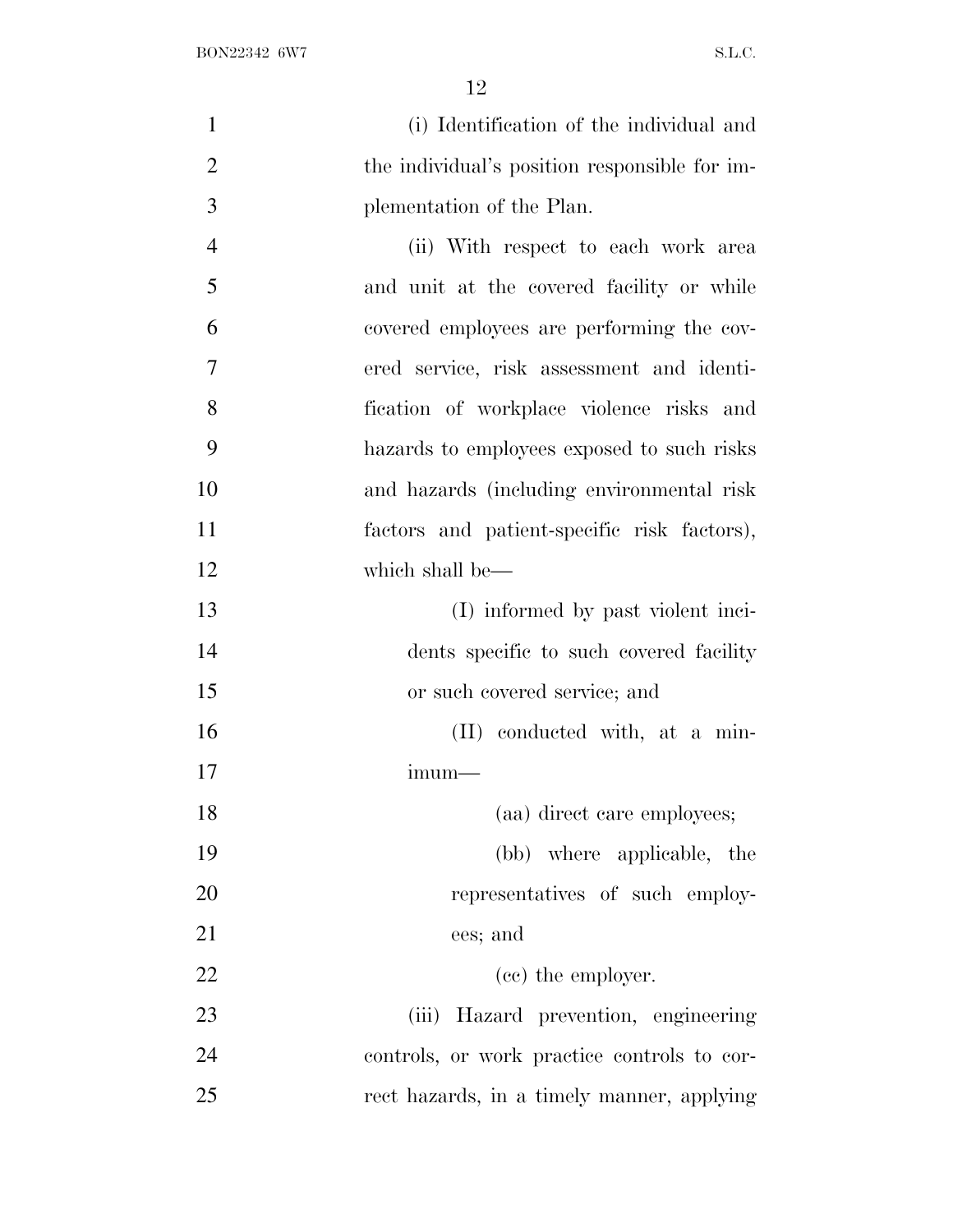(i) Identification of the individual and the individual's position responsible for implementation of the Plan.

(ii) With respect to each work area and unit at the covered facility or while covered employees are performing the covered service, risk assessment and identification of workplace violence risks and hazards to employees exposed to such risks and hazards (including environmental risk factors and patient-specific risk factors), which shall be—

(I) informed by past violent incidents specific to such covered facility or such covered service; and

(II) conducted with, at a minimum—

(aa) direct care employees;

(bb) where applicable, the representatives of such employees; and

(cc) the employer.

(iii) Hazard prevention, engineering controls, or work practice controls to correct hazards, in a timely manner, applying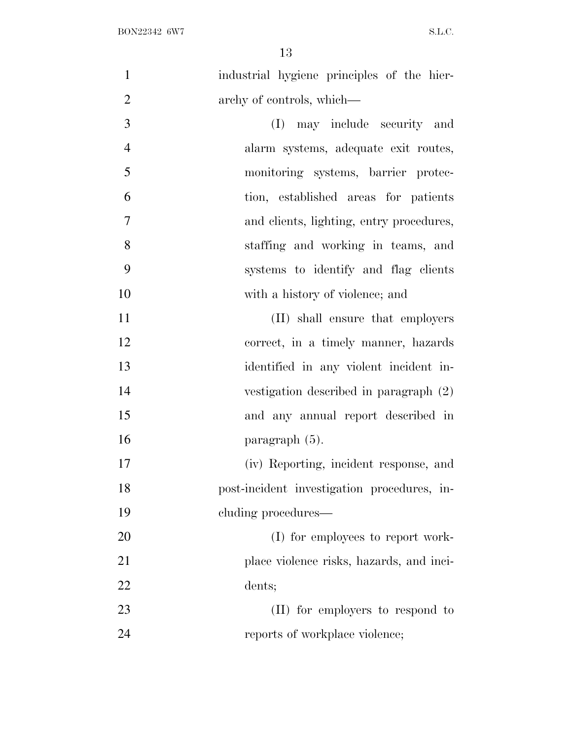industrial hygiene principles of the hierarchy of controls, which—

(I) may include security and alarm systems, adequate exit routes, monitoring systems, barrier protection, established areas for patients and clients, lighting, entry procedures, staffing and working in teams, and systems to identify and flag clients with a history of violence; and

(II) shall ensure that employers correct, in a timely manner, hazards identified in any violent incident investigation described in paragraph (2) and any annual report described in paragraph (5).

(iv) Reporting, incident response, and post-incident investigation procedures, including procedures—

(I) for employees to report workplace violence risks, hazards, and incidents;

(II) for employers to respond to reports of workplace violence;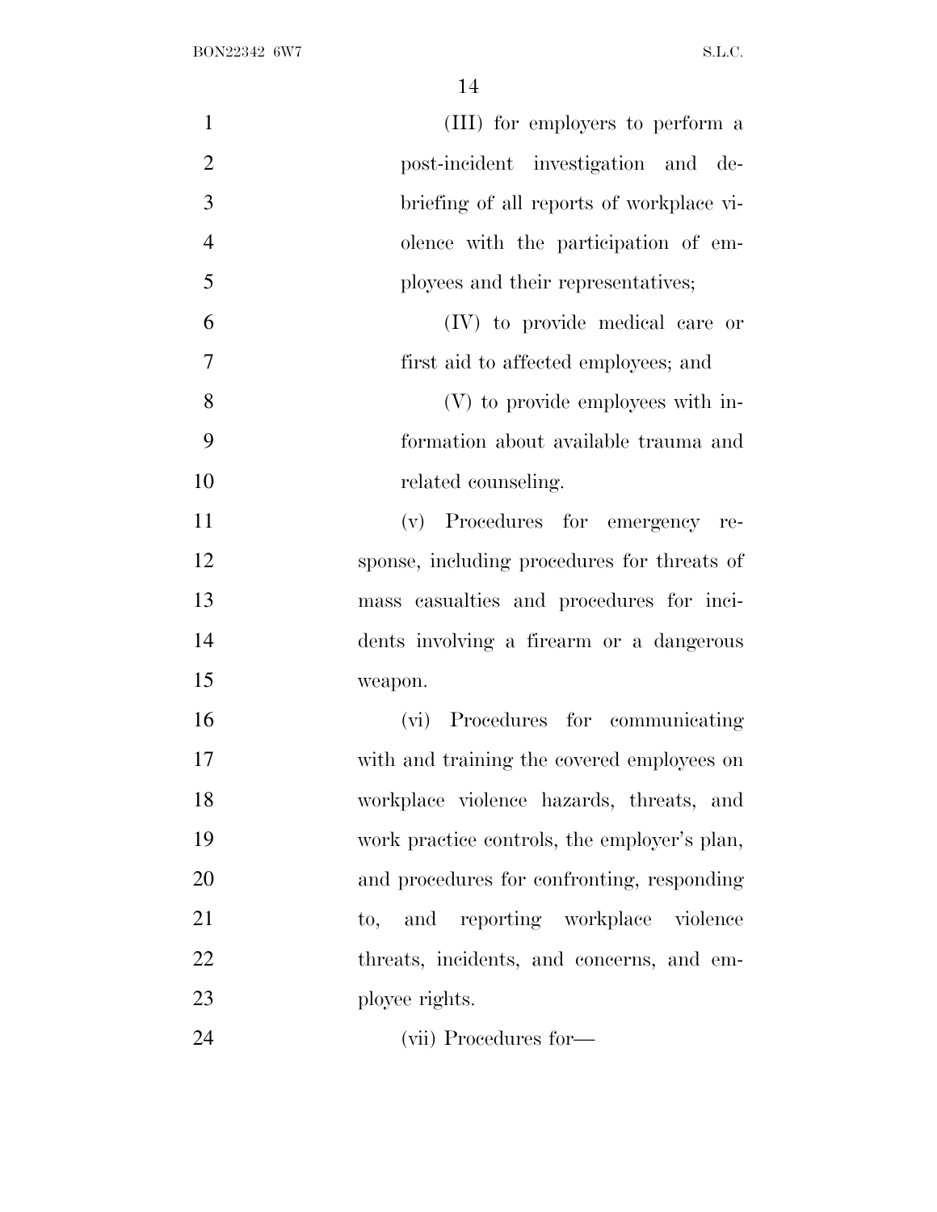(III) for employers to perform a post-incident investigation and debriefing of all reports of workplace violence with the participation of employees and their representatives;

(IV) to provide medical care or first aid to affected employees; and

(V) to provide employees with information about available trauma and related counseling.

(v) Procedures for emergency response, including procedures for threats of mass casualties and procedures for incidents involving a firearm or a dangerous weapon.

(vi) Procedures for communicating with and training the covered employees on workplace violence hazards, threats, and work practice controls, the employer's plan, and procedures for confronting, responding to, and reporting workplace violence threats, incidents, and concerns, and employee rights.

(vii) Procedures for—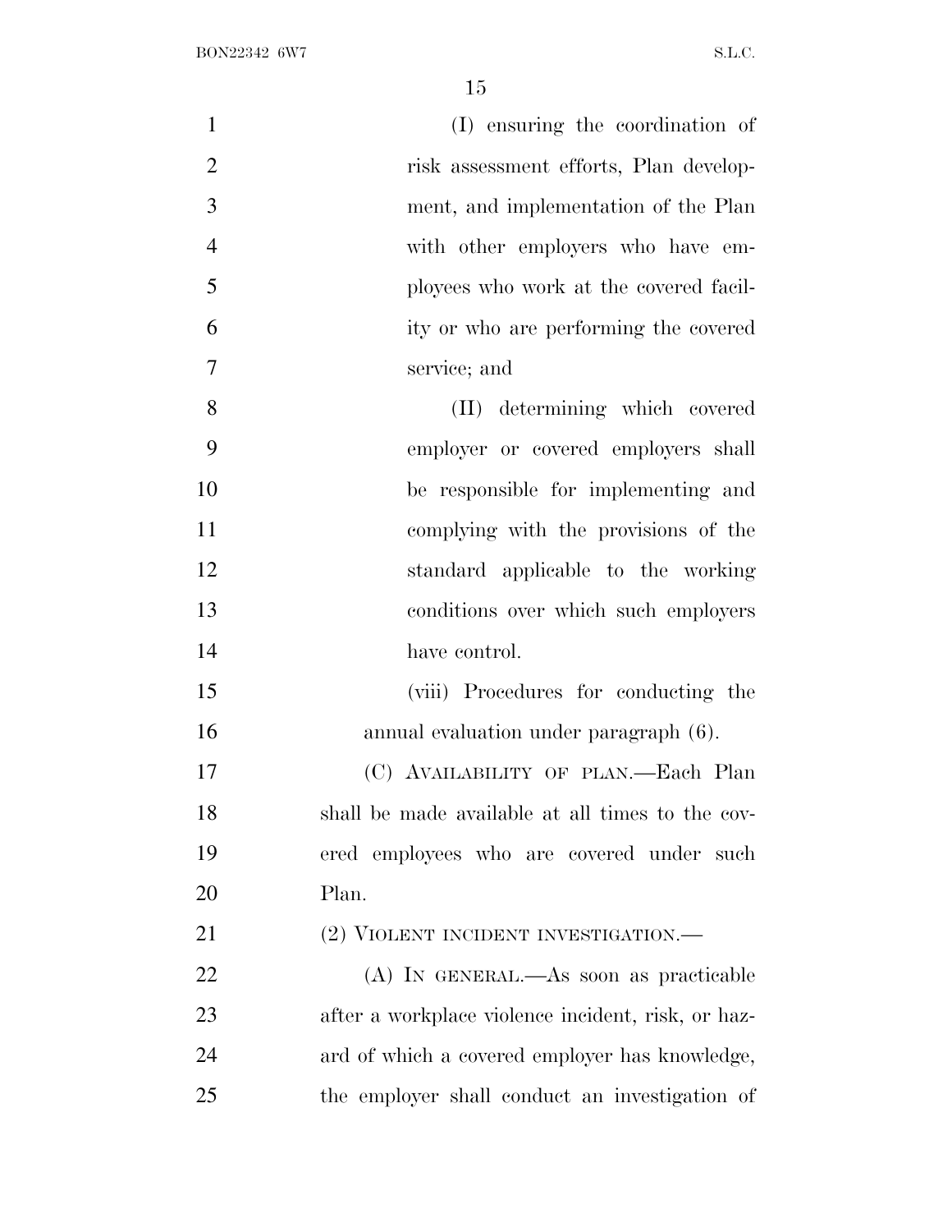(I) ensuring the coordination of risk assessment efforts, Plan development, and implementation of the Plan with other employers who have employees who work at the covered facility or who are performing the covered service; and

(II) determining which covered employer or covered employers shall be responsible for implementing and complying with the provisions of the standard applicable to the working conditions over which such employers have control.

(viii) Procedures for conducting the annual evaluation under paragraph (6).

(C) AVAILABILITY OF PLAN.—Each Plan shall be made available at all times to the covered employees who are covered under such Plan.

(2) VIOLENT INCIDENT INVESTIGATION.—

(A) IN GENERAL.—As soon as practicable after a workplace violence incident, risk, or hazard of which a covered employer has knowledge, the employer shall conduct an investigation of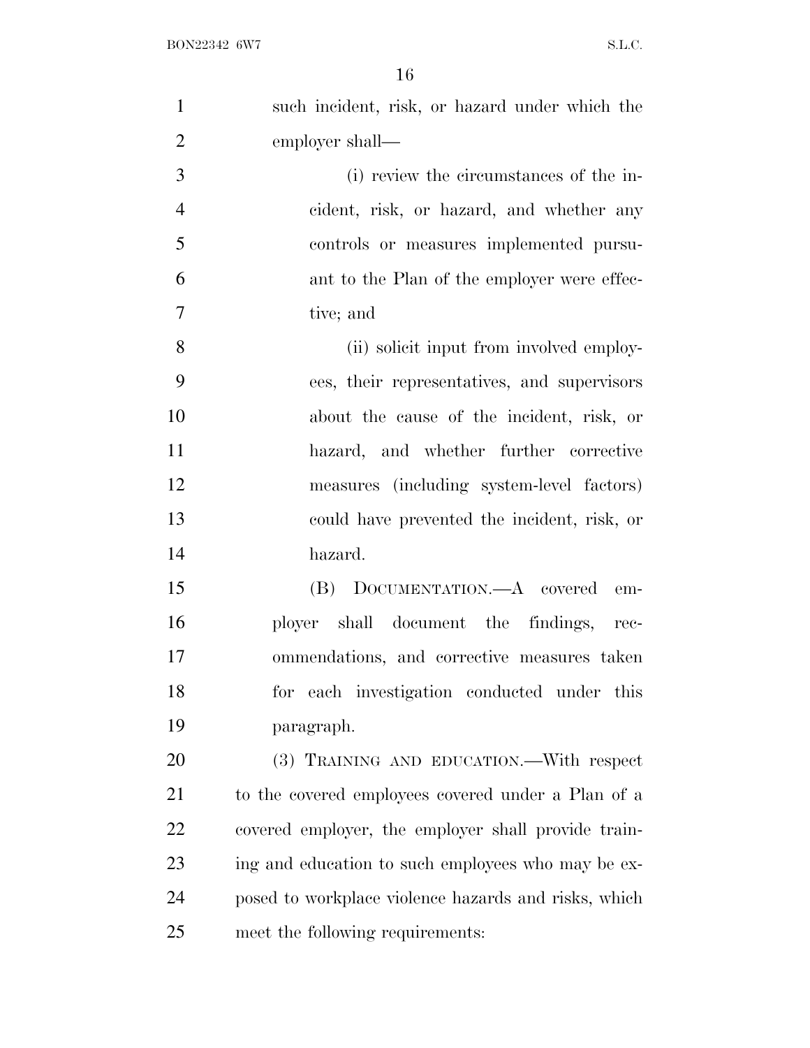such incident, risk, or hazard under which the employer shall—

(i) review the circumstances of the incident, risk, or hazard, and whether any controls or measures implemented pursuant to the Plan of the employer were effective; and

(ii) solicit input from involved employees, their representatives, and supervisors about the cause of the incident, risk, or hazard, and whether further corrective measures (including system-level factors) could have prevented the incident, risk, or hazard.

(B) DOCUMENTATION.—A covered employer shall document the findings, recommendations, and corrective measures taken for each investigation conducted under this paragraph.

(3) TRAINING AND EDUCATION.—With respect to the covered employees covered under a Plan of a covered employer, the employer shall provide training and education to such employees who may be exposed to workplace violence hazards and risks, which meet the following requirements: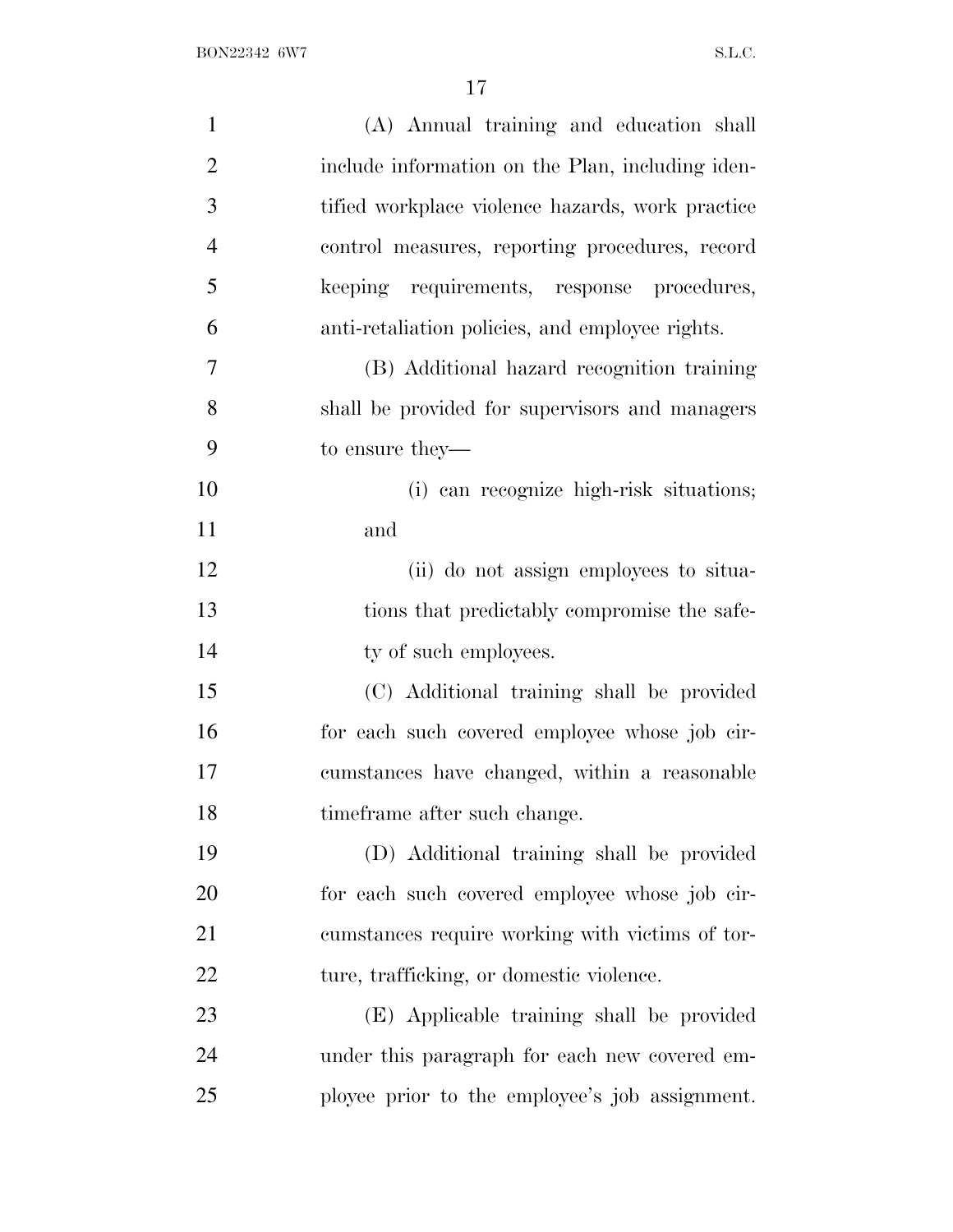(A) Annual training and education shall include information on the Plan, including identified workplace violence hazards, work practice control measures, reporting procedures, record keeping requirements, response procedures, anti-retaliation policies, and employee rights.

(B) Additional hazard recognition training shall be provided for supervisors and managers to ensure they—

(i) can recognize high-risk situations; and

(ii) do not assign employees to situations that predictably compromise the safety of such employees.

(C) Additional training shall be provided for each such covered employee whose job circumstances have changed, within a reasonable timeframe after such change.

(D) Additional training shall be provided for each such covered employee whose job circumstances require working with victims of torture, trafficking, or domestic violence.

(E) Applicable training shall be provided under this paragraph for each new covered employee prior to the employee's job assignment.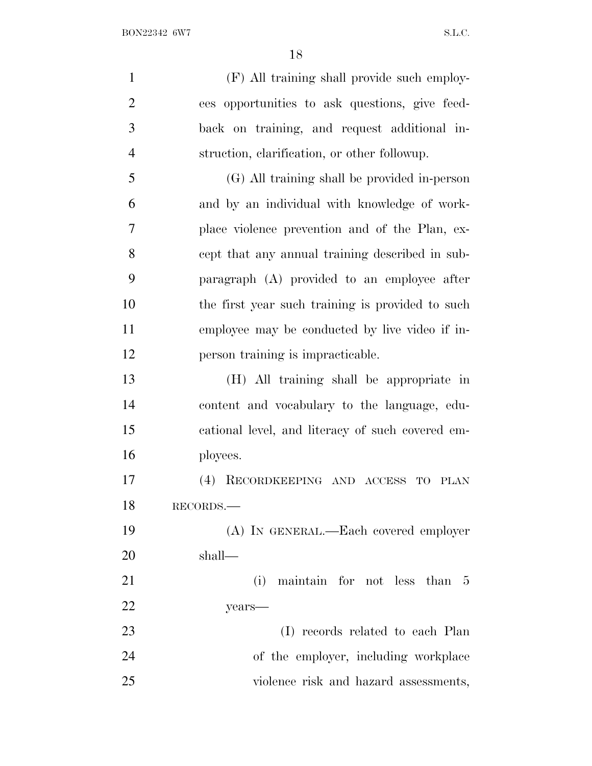(F) All training shall provide such employees opportunities to ask questions, give feedback on training, and request additional instruction, clarification, or other followup.

(G) All training shall be provided in-person and by an individual with knowledge of workplace violence prevention and of the Plan, except that any annual training described in subparagraph (A) provided to an employee after the first year such training is provided to such employee may be conducted by live video if in-person training is impracticable.

(H) All training shall be appropriate in content and vocabulary to the language, educational level, and literacy of such covered employees.

(4) RECORDKEEPING AND ACCESS TO PLAN RECORDS.—

(A) IN GENERAL.—Each covered employer shall—

(i) maintain for not less than 5 years—

(I) records related to each Plan of the employer, including workplace violence risk and hazard assessments,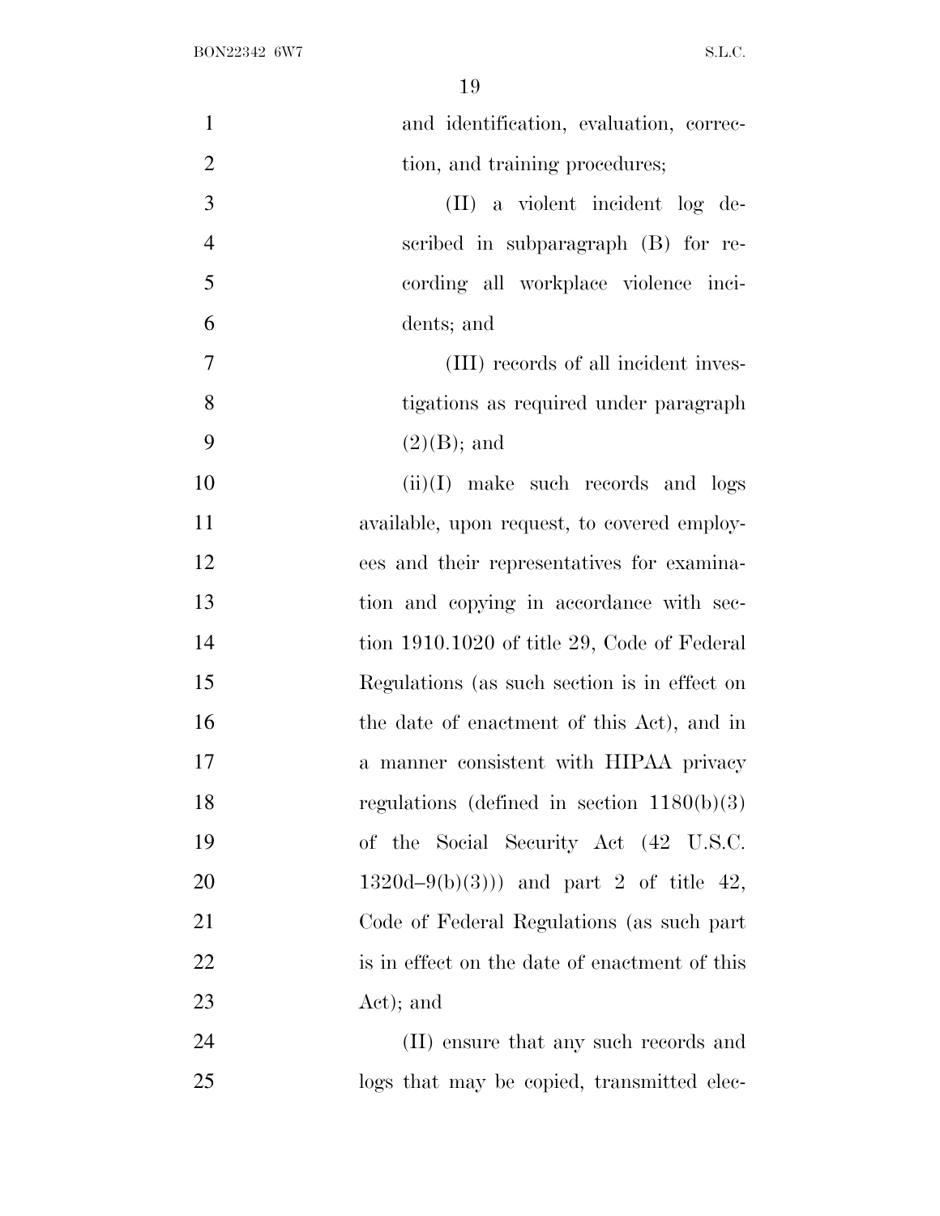and identification, evaluation, correction, and training procedures;

(II) a violent incident log described in subparagraph (B) for recording all workplace violence incidents; and

(III) records of all incident investigations as required under paragraph (2)(B); and

(ii)(I) make such records and logs available, upon request, to covered employees and their representatives for examination and copying in accordance with section 1910.1020 of title 29, Code of Federal Regulations (as such section is in effect on the date of enactment of this Act), and in a manner consistent with HIPAA privacy regulations (defined in section 1180(b)(3) of the Social Security Act (42 U.S.C. 1320d–9(b)(3))) and part 2 of title 42, Code of Federal Regulations (as such part is in effect on the date of enactment of this Act); and

(II) ensure that any such records and logs that may be copied, transmitted elec-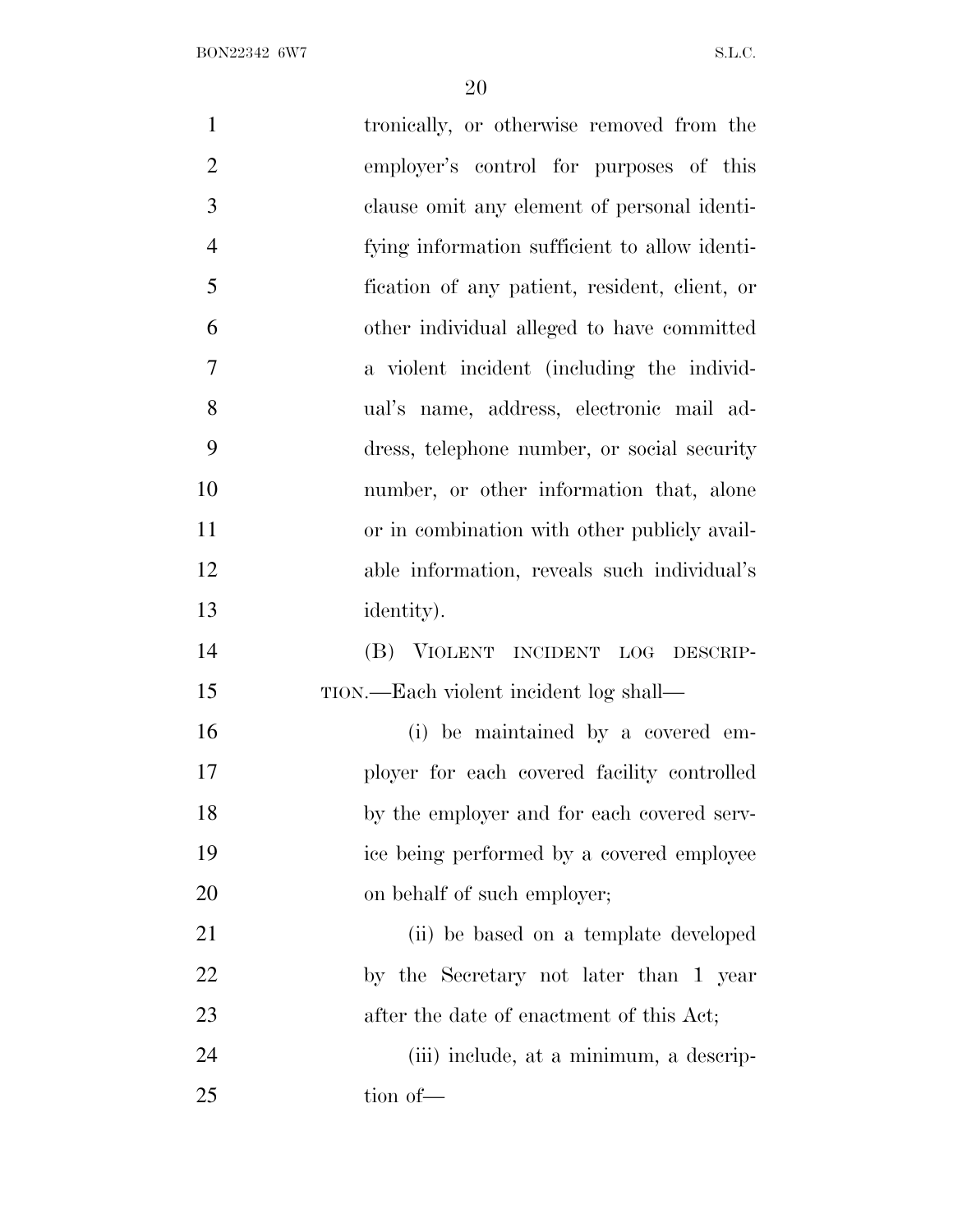tronically, or otherwise removed from the employer's control for purposes of this clause omit any element of personal identifying information sufficient to allow identification of any patient, resident, client, or other individual alleged to have committed a violent incident (including the individual's name, address, electronic mail address, telephone number, or social security number, or other information that, alone or in combination with other publicly available information, reveals such individual's identity).

(B) VIOLENT INCIDENT LOG DESCRIPTION.—Each violent incident log shall—

(i) be maintained by a covered employer for each covered facility controlled by the employer and for each covered service being performed by a covered employee on behalf of such employer;

(ii) be based on a template developed by the Secretary not later than 1 year after the date of enactment of this Act;

(iii) include, at a minimum, a description of—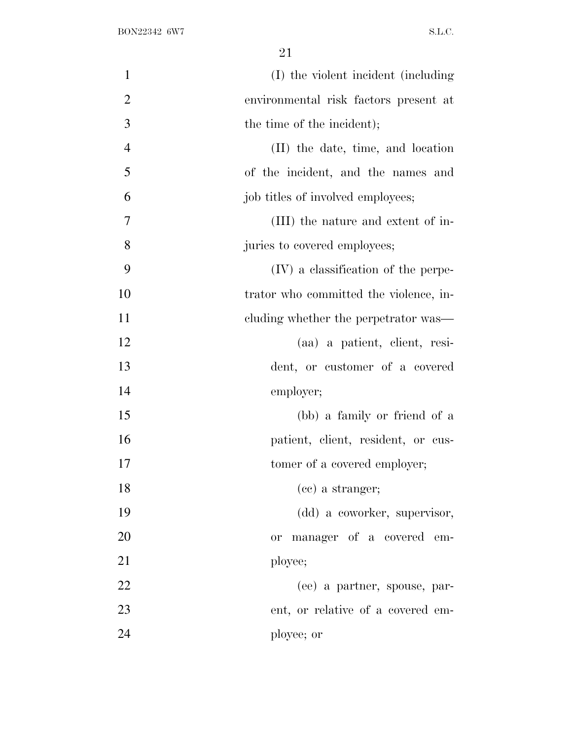(I) the violent incident (including environmental risk factors present at the time of the incident);

(II) the date, time, and location of the incident, and the names and job titles of involved employees;

(III) the nature and extent of injuries to covered employees;

(IV) a classification of the perpetrator who committed the violence, including whether the perpetrator was—

(aa) a patient, client, resident, or customer of a covered employer;

(bb) a family or friend of a patient, client, resident, or customer of a covered employer;

(cc) a stranger;

(dd) a coworker, supervisor, or manager of a covered employee;

(ee) a partner, spouse, parent, or relative of a covered employee; or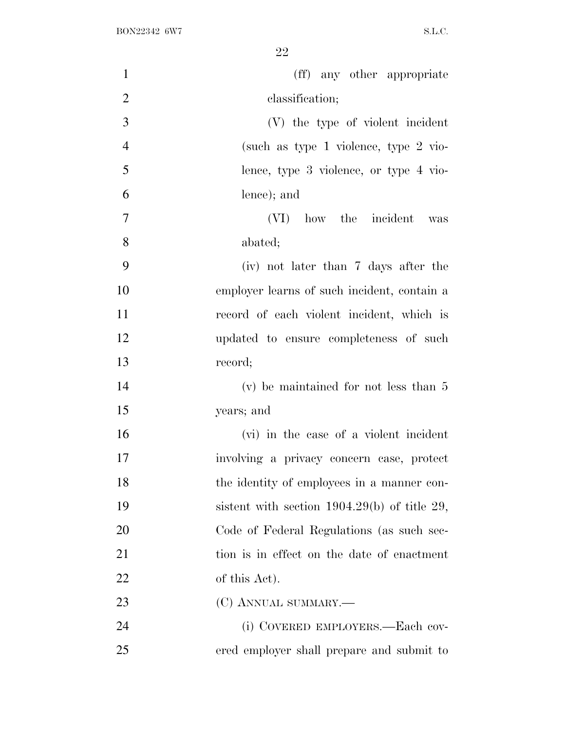(ff) any other appropriate classification;

(V) the type of violent incident (such as type 1 violence, type 2 violence, type 3 violence, or type 4 violence); and

(VI) how the incident was abated;

(iv) not later than 7 days after the employer learns of such incident, contain a record of each violent incident, which is updated to ensure completeness of such record;

(v) be maintained for not less than 5 years; and

(vi) in the case of a violent incident involving a privacy concern case, protect the identity of employees in a manner consistent with section 1904.29(b) of title 29, Code of Federal Regulations (as such section is in effect on the date of enactment of this Act).

(C) ANNUAL SUMMARY.—

(i) COVERED EMPLOYERS.—Each covered employer shall prepare and submit to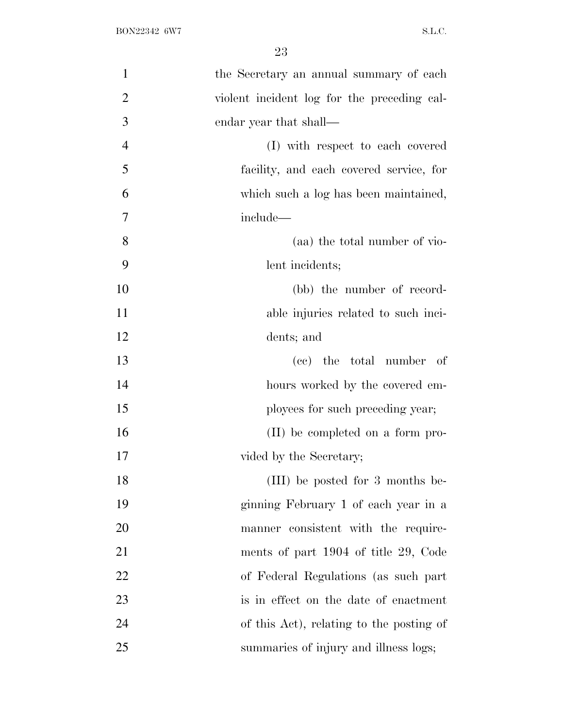the Secretary an annual summary of each violent incident log for the preceding calendar year that shall—

(I) with respect to each covered facility, and each covered service, for which such a log has been maintained, include—

(aa) the total number of violent incidents;

(bb) the number of recordable injuries related to such incidents; and

(cc) the total number of hours worked by the covered employees for such preceding year;

(II) be completed on a form provided by the Secretary;

(III) be posted for 3 months beginning February 1 of each year in a manner consistent with the requirements of part 1904 of title 29, Code of Federal Regulations (as such part is in effect on the date of enactment of this Act), relating to the posting of summaries of injury and illness logs;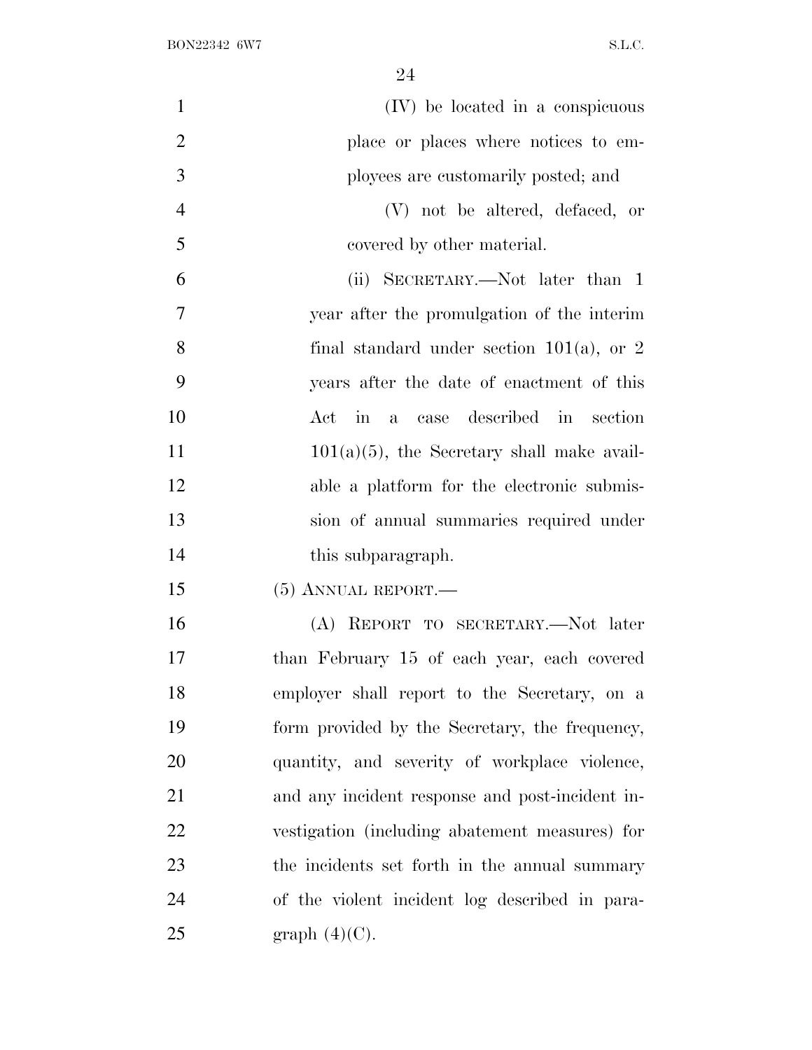(IV) be located in a conspicuous place or places where notices to employees are customarily posted; and

(V) not be altered, defaced, or covered by other material.

(ii) SECRETARY.—Not later than 1 year after the promulgation of the interim final standard under section 101(a), or 2 years after the date of enactment of this Act in a case described in section 101(a)(5), the Secretary shall make available a platform for the electronic submission of annual summaries required under this subparagraph.

(5) ANNUAL REPORT.—

(A) REPORT TO SECRETARY.—Not later than February 15 of each year, each covered employer shall report to the Secretary, on a form provided by the Secretary, the frequency, quantity, and severity of workplace violence, and any incident response and post-incident investigation (including abatement measures) for the incidents set forth in the annual summary of the violent incident log described in paragraph (4)(C).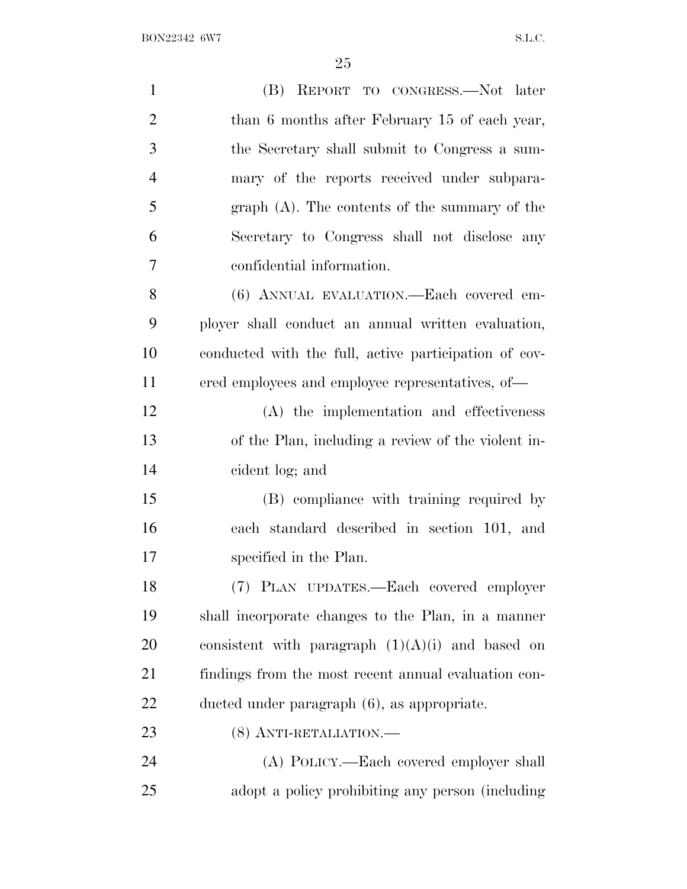(B) REPORT TO CONGRESS.—Not later than 6 months after February 15 of each year, the Secretary shall submit to Congress a summary of the reports received under subparagraph (A). The contents of the summary of the Secretary to Congress shall not disclose any confidential information.

(6) ANNUAL EVALUATION.—Each covered employer shall conduct an annual written evaluation, conducted with the full, active participation of covered employees and employee representatives, of—

(A) the implementation and effectiveness of the Plan, including a review of the violent incident log; and

(B) compliance with training required by each standard described in section 101, and specified in the Plan.

(7) PLAN UPDATES.—Each covered employer shall incorporate changes to the Plan, in a manner consistent with paragraph (1)(A)(i) and based on findings from the most recent annual evaluation conducted under paragraph (6), as appropriate.

(8) ANTI-RETALIATION.—

(A) POLICY.—Each covered employer shall adopt a policy prohibiting any person (including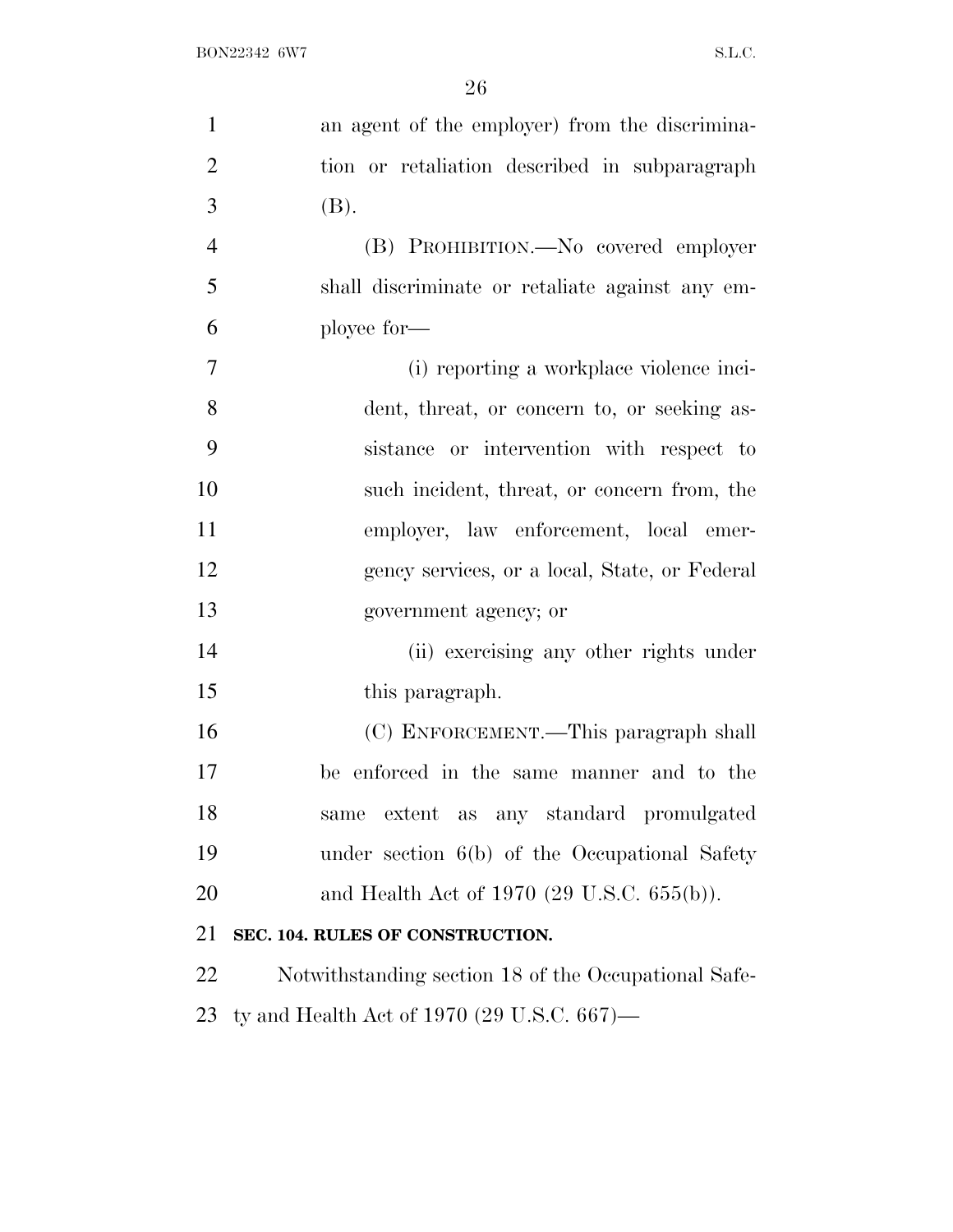an agent of the employer) from the discrimination or retaliation described in subparagraph (B).

(B) PROHIBITION.—No covered employer shall discriminate or retaliate against any employee for—

(i) reporting a workplace violence incident, threat, or concern to, or seeking assistance or intervention with respect to such incident, threat, or concern from, the employer, law enforcement, local emergency services, or a local, State, or Federal government agency; or

(ii) exercising any other rights under this paragraph.

(C) ENFORCEMENT.—This paragraph shall be enforced in the same manner and to the same extent as any standard promulgated under section 6(b) of the Occupational Safety and Health Act of 1970 (29 U.S.C. 655(b)).

**SEC. 104. RULES OF CONSTRUCTION.**

Notwithstanding section 18 of the Occupational Safety and Health Act of 1970 (29 U.S.C. 667)—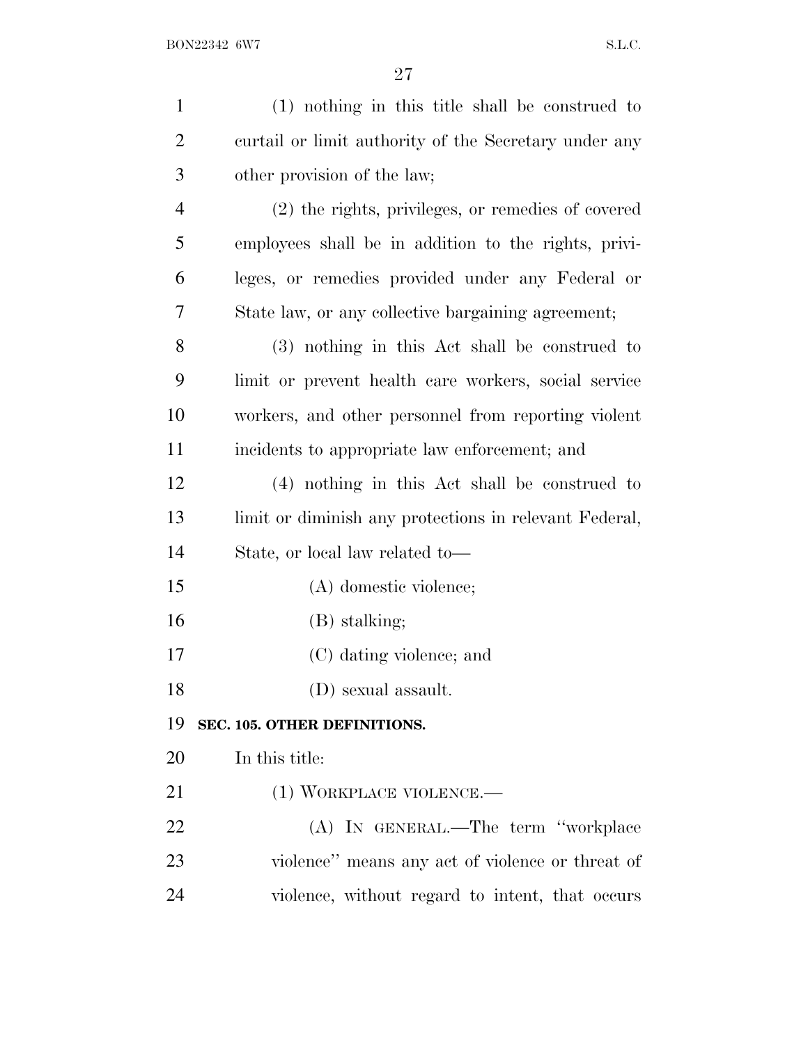(1) nothing in this title shall be construed to curtail or limit authority of the Secretary under any other provision of the law;

(2) the rights, privileges, or remedies of covered employees shall be in addition to the rights, privileges, or remedies provided under any Federal or State law, or any collective bargaining agreement;

(3) nothing in this Act shall be construed to limit or prevent health care workers, social service workers, and other personnel from reporting violent incidents to appropriate law enforcement; and

(4) nothing in this Act shall be construed to limit or diminish any protections in relevant Federal, State, or local law related to—

(A) domestic violence;

(B) stalking;

(C) dating violence; and

(D) sexual assault.

**SEC. 105. OTHER DEFINITIONS.**

In this title:

(1) WORKPLACE VIOLENCE.—

(A) IN GENERAL.—The term ''workplace violence'' means any act of violence or threat of violence, without regard to intent, that occurs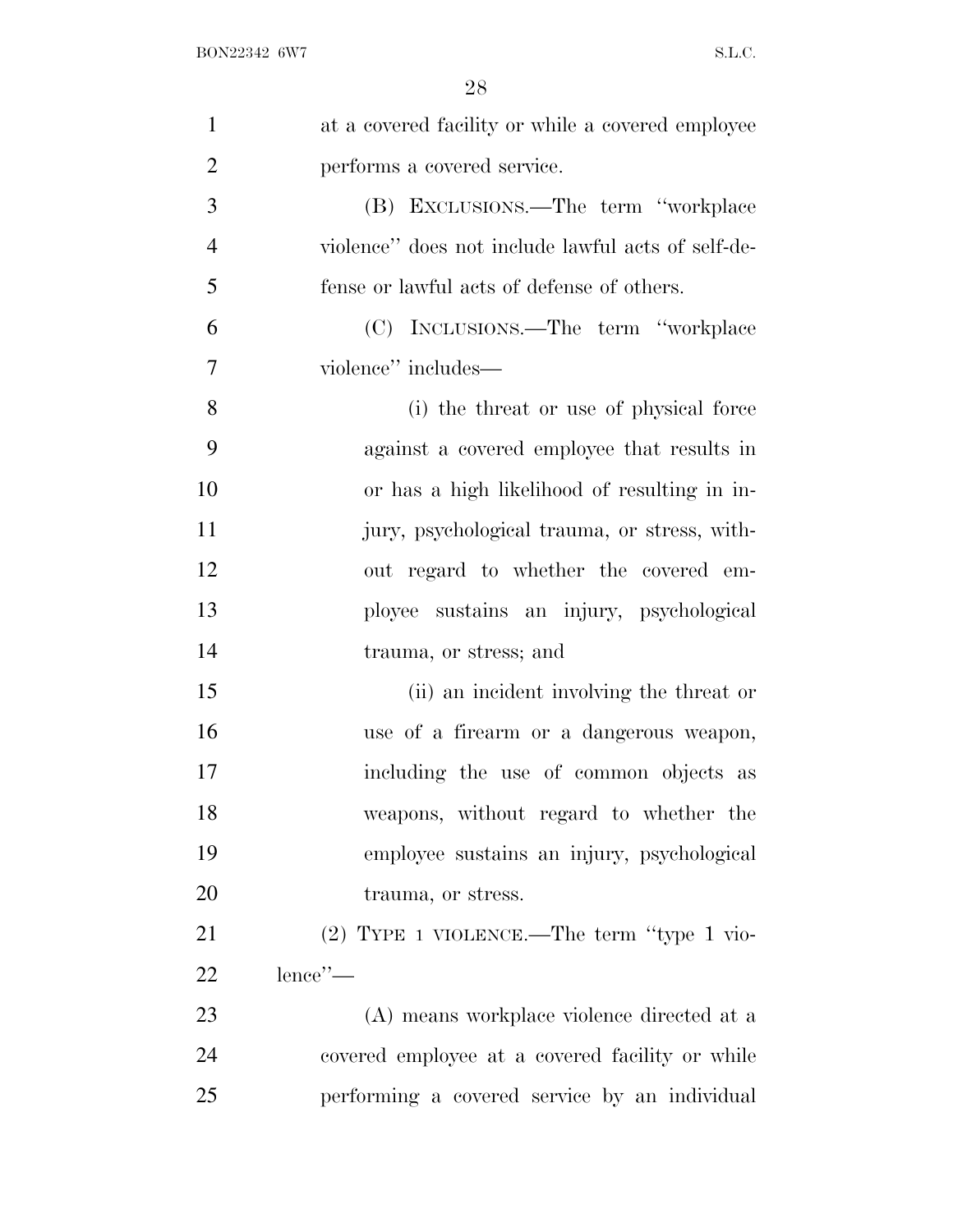at a covered facility or while a covered employee performs a covered service.

(B) EXCLUSIONS.—The term "workplace violence" does not include lawful acts of self-defense or lawful acts of defense of others.

(C) INCLUSIONS.—The term "workplace violence" includes—

(i) the threat or use of physical force against a covered employee that results in or has a high likelihood of resulting in injury, psychological trauma, or stress, without regard to whether the covered employee sustains an injury, psychological trauma, or stress; and

(ii) an incident involving the threat or use of a firearm or a dangerous weapon, including the use of common objects as weapons, without regard to whether the employee sustains an injury, psychological trauma, or stress.

(2) TYPE 1 VIOLENCE.—The term "type 1 violence"—

(A) means workplace violence directed at a covered employee at a covered facility or while performing a covered service by an individual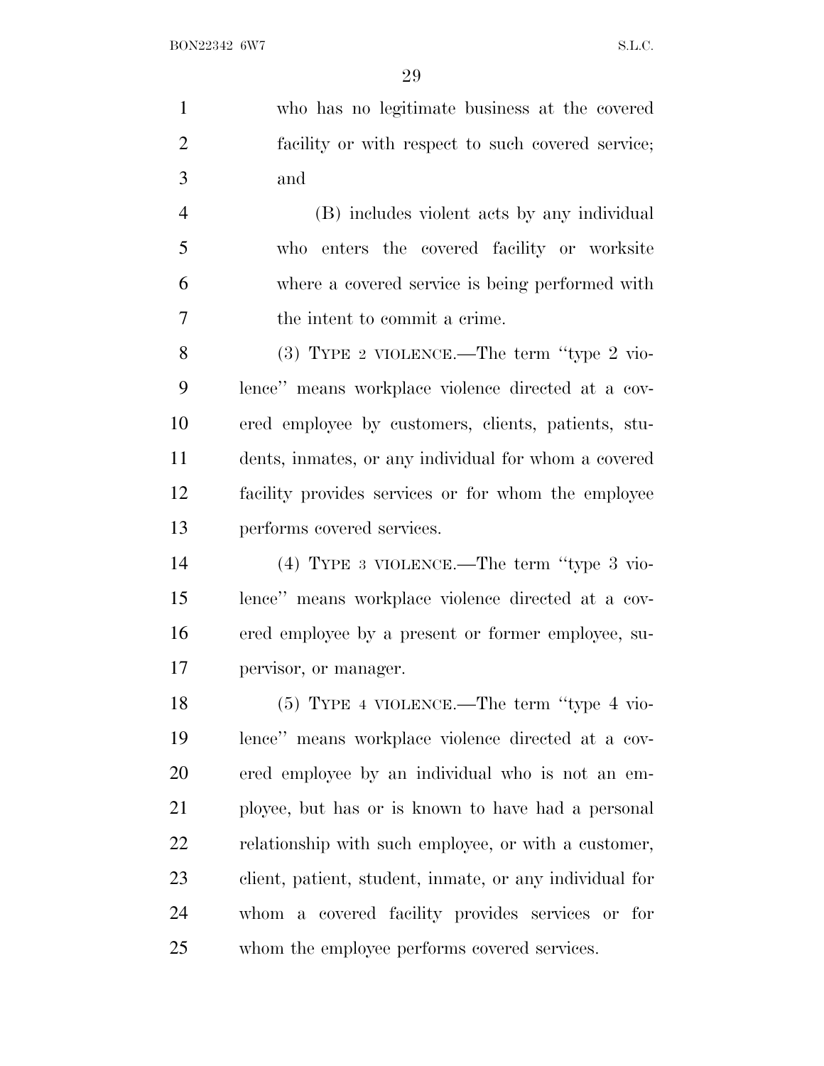who has no legitimate business at the covered facility or with respect to such covered service; and

(B) includes violent acts by any individual who enters the covered facility or worksite where a covered service is being performed with the intent to commit a crime.

(3) TYPE 2 VIOLENCE.—The term ''type 2 violence'' means workplace violence directed at a covered employee by customers, clients, patients, students, inmates, or any individual for whom a covered facility provides services or for whom the employee performs covered services.

(4) TYPE 3 VIOLENCE.—The term ''type 3 violence'' means workplace violence directed at a covered employee by a present or former employee, supervisor, or manager.

(5) TYPE 4 VIOLENCE.—The term ''type 4 violence'' means workplace violence directed at a covered employee by an individual who is not an employee, but has or is known to have had a personal relationship with such employee, or with a customer, client, patient, student, inmate, or any individual for whom a covered facility provides services or for whom the employee performs covered services.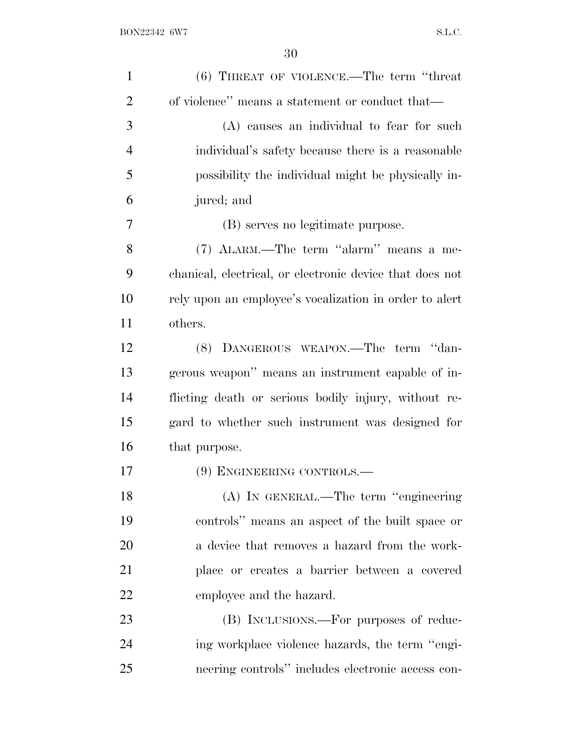(6) THREAT OF VIOLENCE.—The term "threat of violence" means a statement or conduct that—

(A) causes an individual to fear for such individual's safety because there is a reasonable possibility the individual might be physically injured; and

(B) serves no legitimate purpose.

(7) ALARM.—The term "alarm" means a mechanical, electrical, or electronic device that does not rely upon an employee's vocalization in order to alert others.

(8) DANGEROUS WEAPON.—The term "dangerous weapon" means an instrument capable of inflicting death or serious bodily injury, without regard to whether such instrument was designed for that purpose.

(9) ENGINEERING CONTROLS.—

(A) IN GENERAL.—The term "engineering controls" means an aspect of the built space or a device that removes a hazard from the workplace or creates a barrier between a covered employee and the hazard.

(B) INCLUSIONS.—For purposes of reducing workplace violence hazards, the term "engineering controls" includes electronic access con-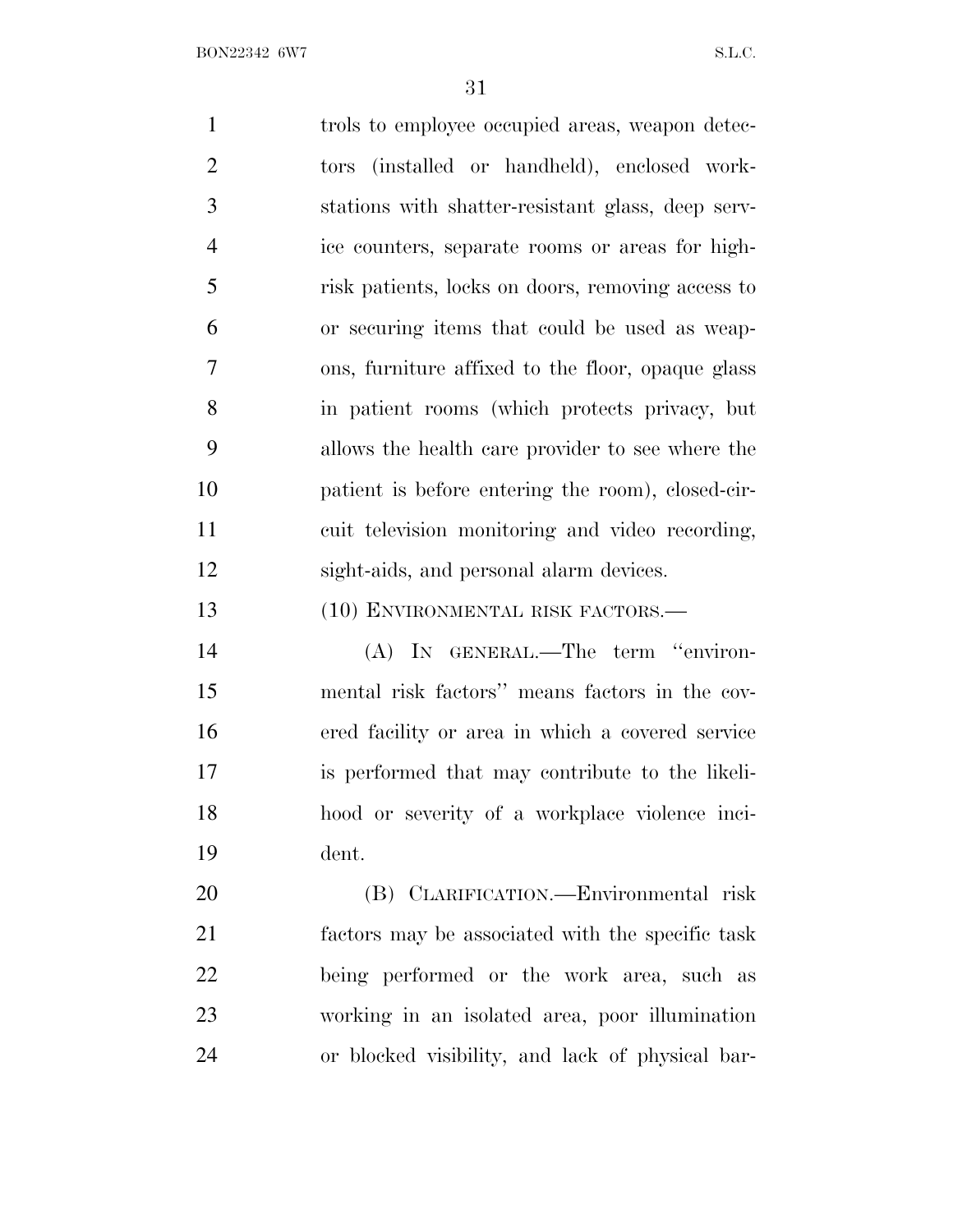trols to employee occupied areas, weapon detectors (installed or handheld), enclosed workstations with shatter-resistant glass, deep service counters, separate rooms or areas for high-risk patients, locks on doors, removing access to or securing items that could be used as weapons, furniture affixed to the floor, opaque glass in patient rooms (which protects privacy, but allows the health care provider to see where the patient is before entering the room), closed-circuit television monitoring and video recording, sight-aids, and personal alarm devices.

(10) ENVIRONMENTAL RISK FACTORS.—

(A) IN GENERAL.—The term "environmental risk factors" means factors in the covered facility or area in which a covered service is performed that may contribute to the likelihood or severity of a workplace violence incident.

(B) CLARIFICATION.—Environmental risk factors may be associated with the specific task being performed or the work area, such as working in an isolated area, poor illumination or blocked visibility, and lack of physical bar-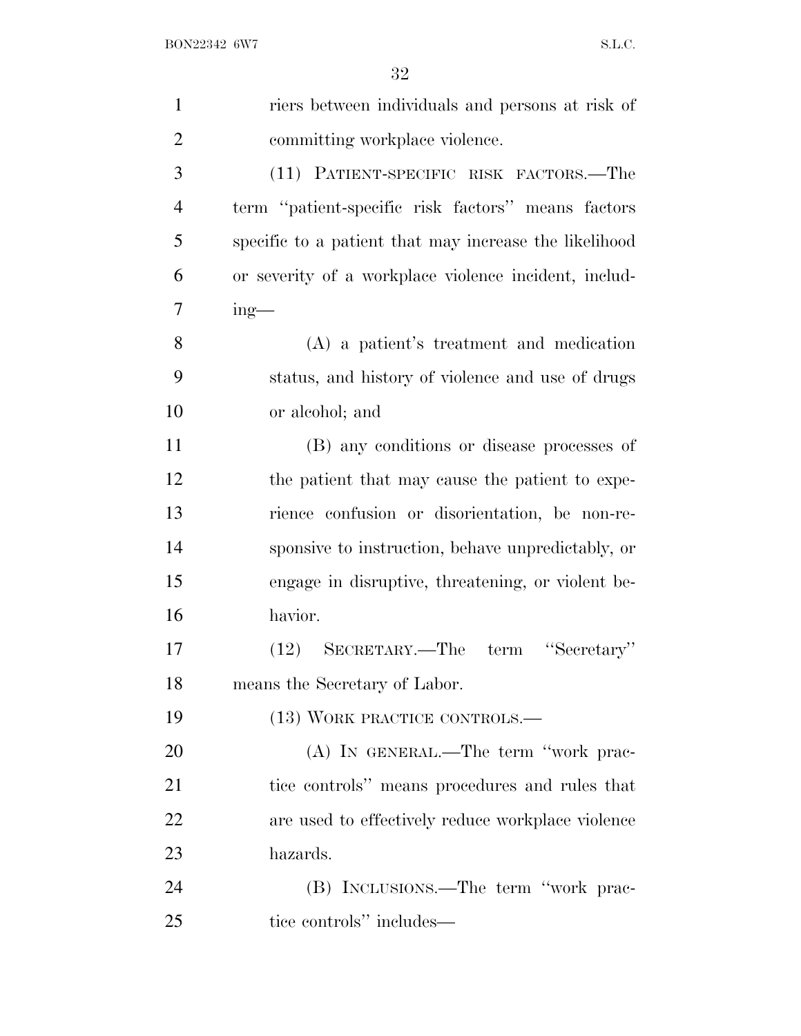riers between individuals and persons at risk of committing workplace violence.

(11) PATIENT-SPECIFIC RISK FACTORS.—The term ''patient-specific risk factors'' means factors specific to a patient that may increase the likelihood or severity of a workplace violence incident, including—

(A) a patient's treatment and medication status, and history of violence and use of drugs or alcohol; and

(B) any conditions or disease processes of the patient that may cause the patient to experience confusion or disorientation, be non-responsive to instruction, behave unpredictably, or engage in disruptive, threatening, or violent behavior.

(12) SECRETARY.—The term ''Secretary'' means the Secretary of Labor.

(13) WORK PRACTICE CONTROLS.—

(A) IN GENERAL.—The term ''work practice controls'' means procedures and rules that are used to effectively reduce workplace violence hazards.

(B) INCLUSIONS.—The term ''work practice controls'' includes—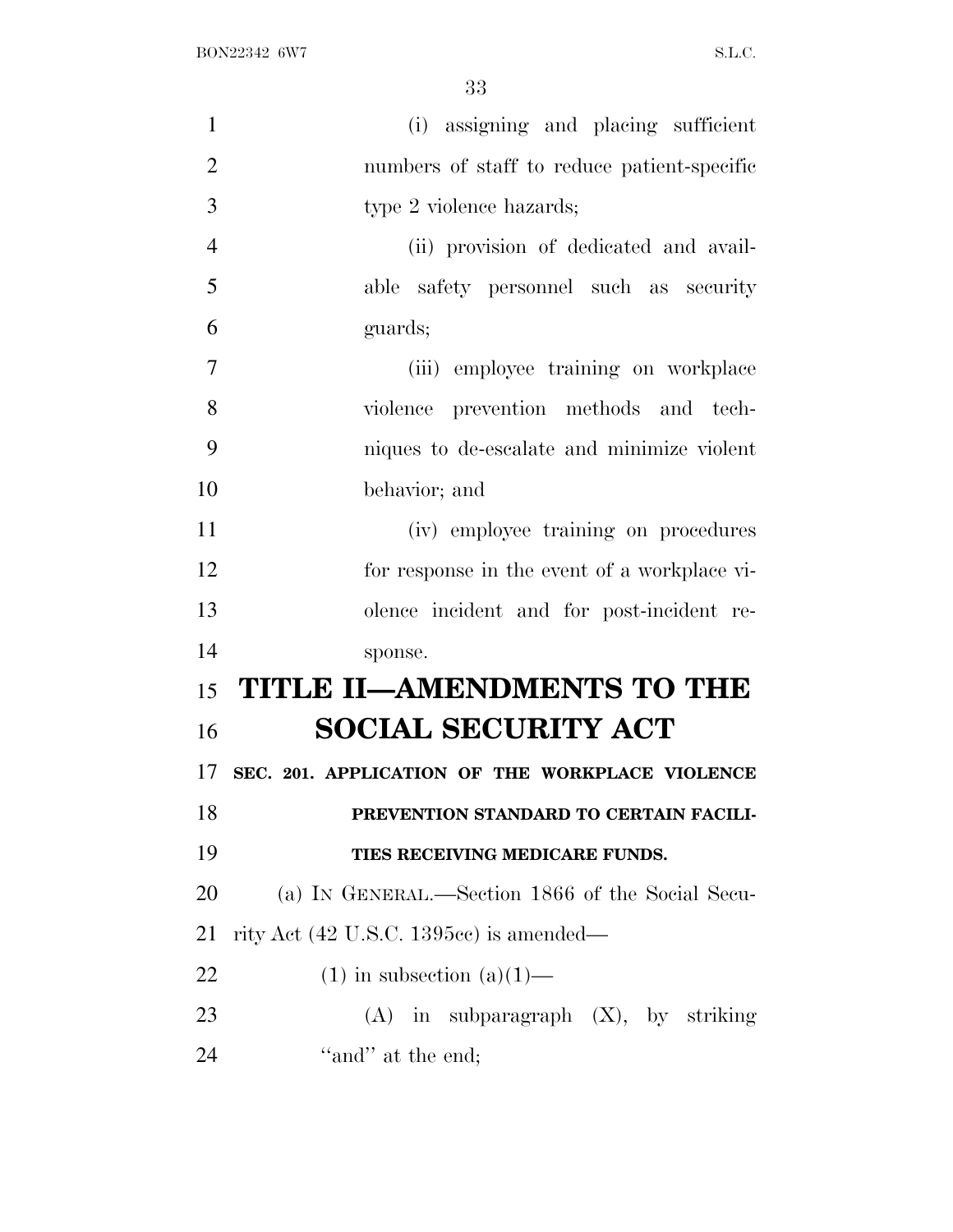(i) assigning and placing sufficient numbers of staff to reduce patient-specific type 2 violence hazards;

(ii) provision of dedicated and available safety personnel such as security guards;

(iii) employee training on workplace violence prevention methods and techniques to de-escalate and minimize violent behavior; and

(iv) employee training on procedures for response in the event of a workplace violence incident and for post-incident response.

# TITLE II—AMENDMENTS TO THE SOCIAL SECURITY ACT

### SEC. 201. APPLICATION OF THE WORKPLACE VIOLENCE PREVENTION STANDARD TO CERTAIN FACILITIES RECEIVING MEDICARE FUNDS.

(a) IN GENERAL.—Section 1866 of the Social Security Act (42 U.S.C. 1395cc) is amended—

(1) in subsection (a)(1)—

(A) in subparagraph (X), by striking "and" at the end;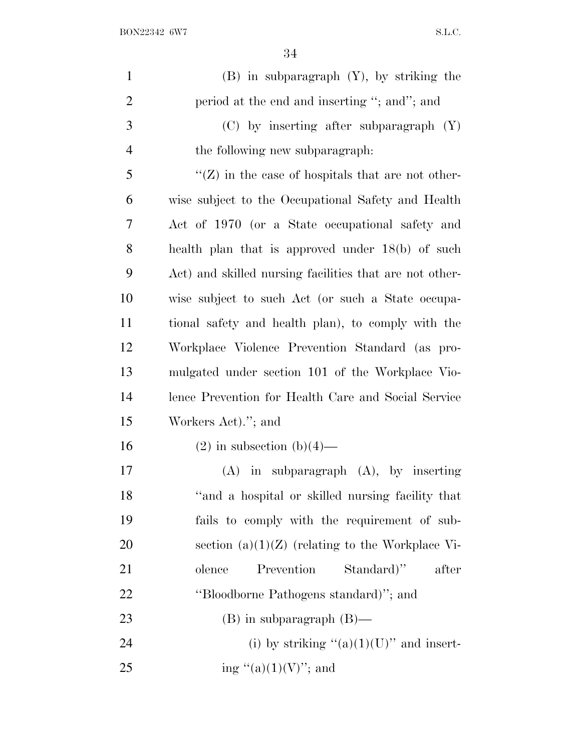(B) in subparagraph (Y), by striking the period at the end and inserting ''; and''; and

(C) by inserting after subparagraph (Y) the following new subparagraph:

''(Z) in the case of hospitals that are not otherwise subject to the Occupational Safety and Health Act of 1970 (or a State occupational safety and health plan that is approved under 18(b) of such Act) and skilled nursing facilities that are not otherwise subject to such Act (or such a State occupational safety and health plan), to comply with the Workplace Violence Prevention Standard (as promulgated under section 101 of the Workplace Violence Prevention for Health Care and Social Service Workers Act).''; and

(2) in subsection (b)(4)—

(A) in subparagraph (A), by inserting ''and a hospital or skilled nursing facility that fails to comply with the requirement of subsection (a)(1)(Z) (relating to the Workplace Violence Prevention Standard)'' after ''Bloodborne Pathogens standard)''; and

(B) in subparagraph (B)—

(i) by striking ''(a)(1)(U)'' and inserting ''(a)(1)(V)''; and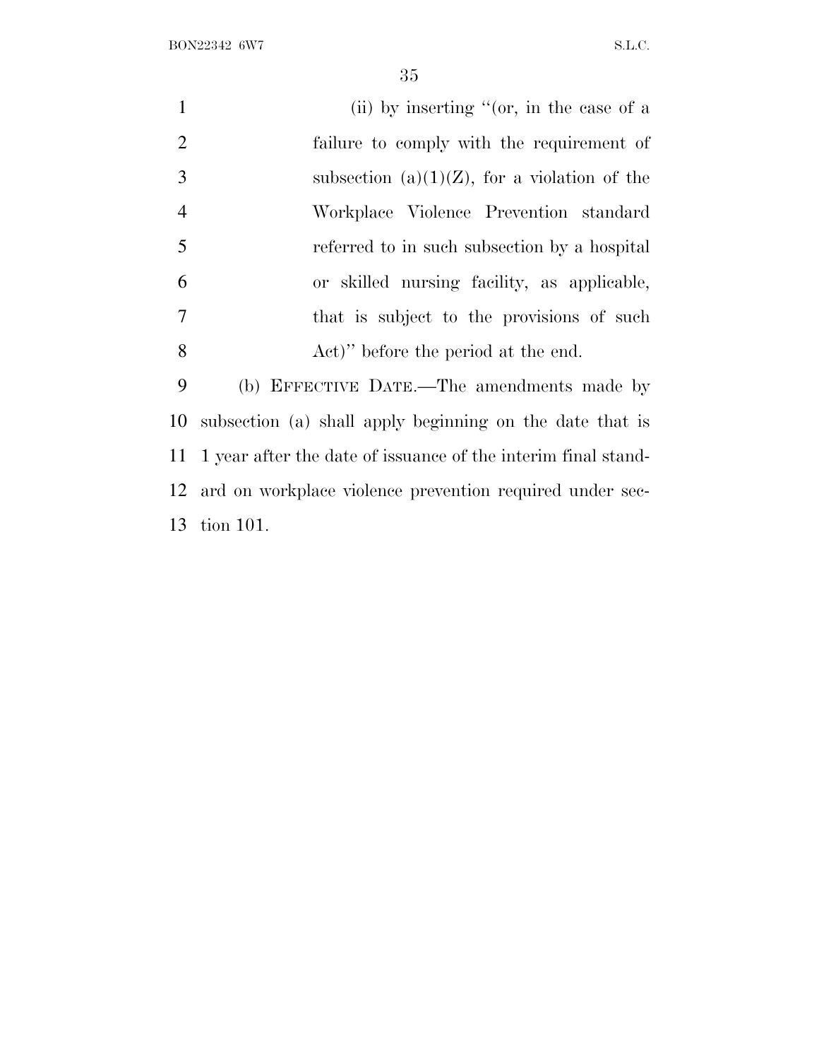(ii) by inserting "(or, in the case of a failure to comply with the requirement of subsection (a)(1)(Z), for a violation of the Workplace Violence Prevention standard referred to in such subsection by a hospital or skilled nursing facility, as applicable, that is subject to the provisions of such Act)" before the period at the end.

(b) EFFECTIVE DATE.—The amendments made by subsection (a) shall apply beginning on the date that is 1 year after the date of issuance of the interim final standard on workplace violence prevention required under section 101.